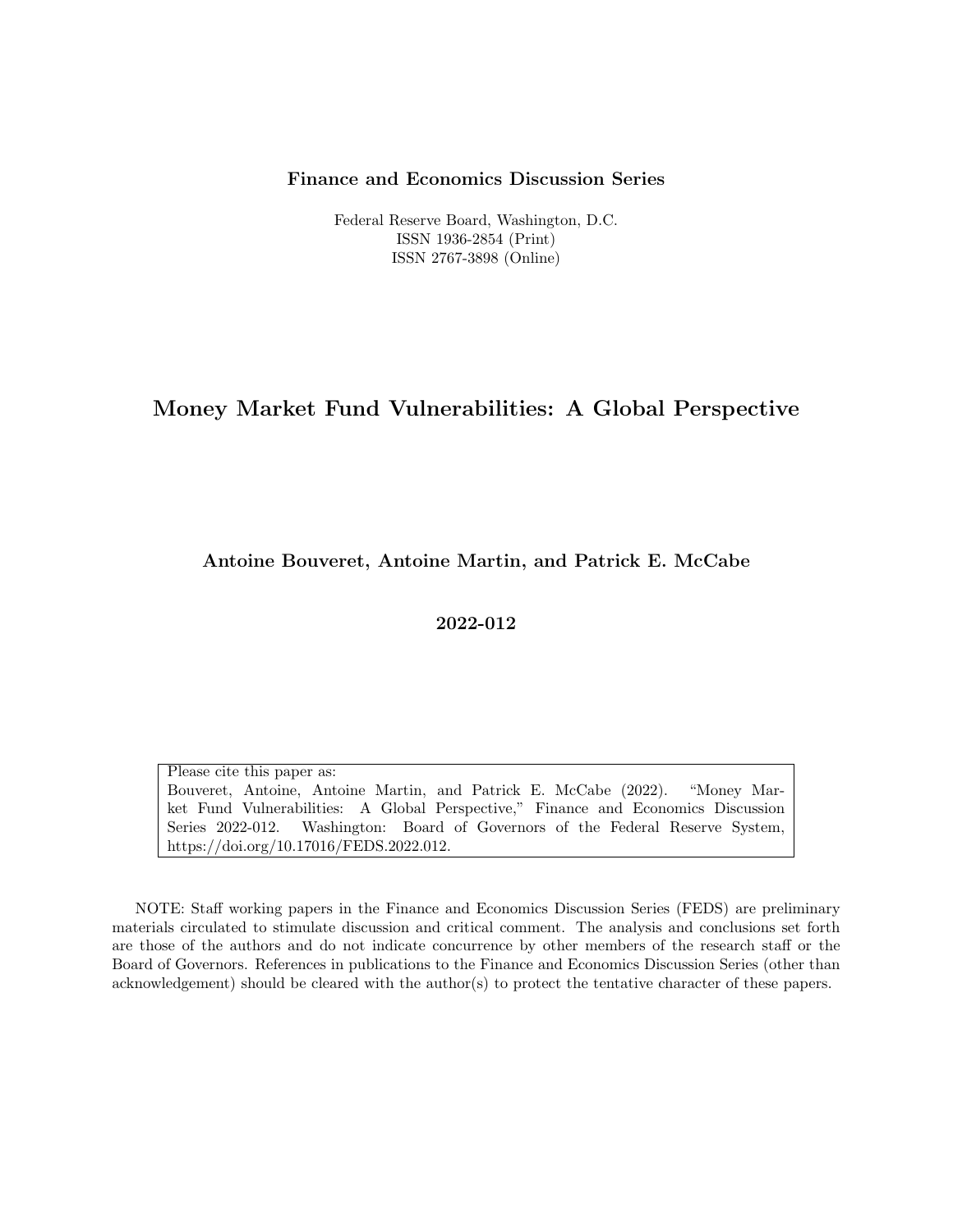**Finance and Economics Discussion Series**

Federal Reserve Board, Washington, D.C.
ISSN 1936-2854 (Print)
ISSN 2767-3898 (Online)

# Money Market Fund Vulnerabilities: A Global Perspective

**Antoine Bouveret, Antoine Martin, and Patrick E. McCabe**

**2022-012**

Please cite this paper as:
Bouveret, Antoine, Antoine Martin, and Patrick E. McCabe (2022). "Money Market Fund Vulnerabilities: A Global Perspective," Finance and Economics Discussion Series 2022-012. Washington: Board of Governors of the Federal Reserve System, https://doi.org/10.17016/FEDS.2022.012.

NOTE: Staff working papers in the Finance and Economics Discussion Series (FEDS) are preliminary materials circulated to stimulate discussion and critical comment. The analysis and conclusions set forth are those of the authors and do not indicate concurrence by other members of the research staff or the Board of Governors. References in publications to the Finance and Economics Discussion Series (other than acknowledgement) should be cleared with the author(s) to protect the tentative character of these papers.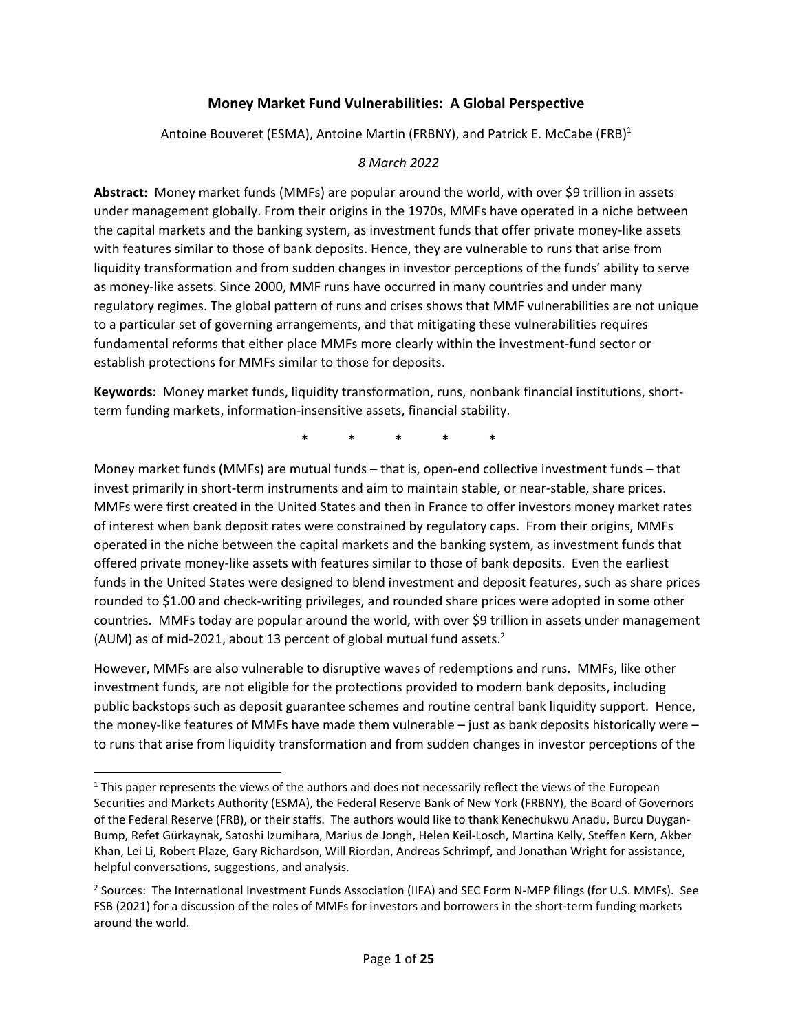## Money Market Fund Vulnerabilities: A Global Perspective

Antoine Bouveret (ESMA), Antoine Martin (FRBNY), and Patrick E. McCabe (FRB)[1]

*8 March 2022*

**Abstract:** Money market funds (MMFs) are popular around the world, with over $9 trillion in assets under management globally. From their origins in the 1970s, MMFs have operated in a niche between the capital markets and the banking system, as investment funds that offer private money-like assets with features similar to those of bank deposits. Hence, they are vulnerable to runs that arise from liquidity transformation and from sudden changes in investor perceptions of the funds' ability to serve as money-like assets. Since 2000, MMF runs have occurred in many countries and under many regulatory regimes. The global pattern of runs and crises shows that MMF vulnerabilities are not unique to a particular set of governing arrangements, and that mitigating these vulnerabilities requires fundamental reforms that either place MMFs more clearly within the investment-fund sector or establish protections for MMFs similar to those for deposits.

**Keywords:** Money market funds, liquidity transformation, runs, nonbank financial institutions, short-term funding markets, information-insensitive assets, financial stability.

\* \* \* \* \*

Money market funds (MMFs) are mutual funds – that is, open-end collective investment funds – that invest primarily in short-term instruments and aim to maintain stable, or near-stable, share prices. MMFs were first created in the United States and then in France to offer investors money market rates of interest when bank deposit rates were constrained by regulatory caps. From their origins, MMFs operated in the niche between the capital markets and the banking system, as investment funds that offered private money-like assets with features similar to those of bank deposits. Even the earliest funds in the United States were designed to blend investment and deposit features, such as share prices rounded to $1.00 and check-writing privileges, and rounded share prices were adopted in some other countries. MMFs today are popular around the world, with over $9 trillion in assets under management (AUM) as of mid-2021, about 13 percent of global mutual fund assets.[2]

However, MMFs are also vulnerable to disruptive waves of redemptions and runs. MMFs, like other investment funds, are not eligible for the protections provided to modern bank deposits, including public backstops such as deposit guarantee schemes and routine central bank liquidity support. Hence, the money-like features of MMFs have made them vulnerable – just as bank deposits historically were – to runs that arise from liquidity transformation and from sudden changes in investor perceptions of the

---

[1] This paper represents the views of the authors and does not necessarily reflect the views of the European Securities and Markets Authority (ESMA), the Federal Reserve Bank of New York (FRBNY), the Board of Governors of the Federal Reserve (FRB), or their staffs. The authors would like to thank Kenechukwu Anadu, Burcu Duygan-Bump, Refet Gürkaynak, Satoshi Izumihara, Marius de Jongh, Helen Keil-Losch, Martina Kelly, Steffen Kern, Akber Khan, Lei Li, Robert Plaze, Gary Richardson, Will Riordan, Andreas Schrimpf, and Jonathan Wright for assistance, helpful conversations, suggestions, and analysis.

[2] Sources: The International Investment Funds Association (IIFA) and SEC Form N-MFP filings (for U.S. MMFs). See FSB (2021) for a discussion of the roles of MMFs for investors and borrowers in the short-term funding markets around the world.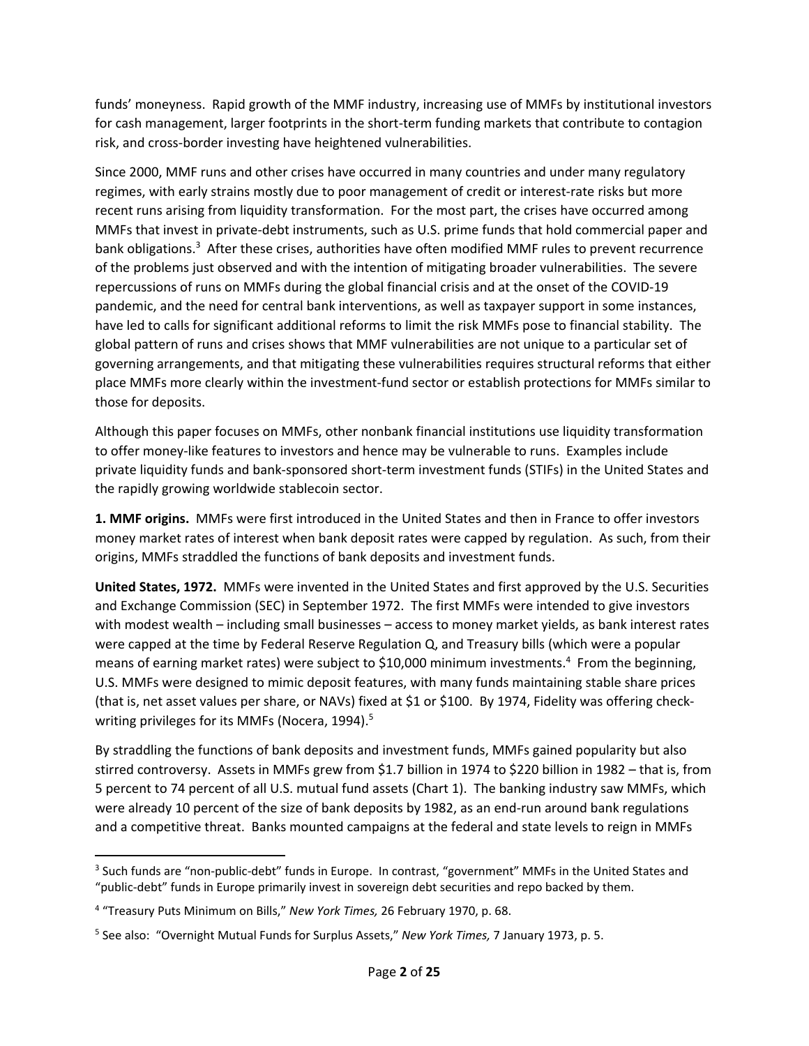funds' moneyness. Rapid growth of the MMF industry, increasing use of MMFs by institutional investors for cash management, larger footprints in the short-term funding markets that contribute to contagion risk, and cross-border investing have heightened vulnerabilities.

Since 2000, MMF runs and other crises have occurred in many countries and under many regulatory regimes, with early strains mostly due to poor management of credit or interest-rate risks but more recent runs arising from liquidity transformation. For the most part, the crises have occurred among MMFs that invest in private-debt instruments, such as U.S. prime funds that hold commercial paper and bank obligations.[3] After these crises, authorities have often modified MMF rules to prevent recurrence of the problems just observed and with the intention of mitigating broader vulnerabilities. The severe repercussions of runs on MMFs during the global financial crisis and at the onset of the COVID-19 pandemic, and the need for central bank interventions, as well as taxpayer support in some instances, have led to calls for significant additional reforms to limit the risk MMFs pose to financial stability. The global pattern of runs and crises shows that MMF vulnerabilities are not unique to a particular set of governing arrangements, and that mitigating these vulnerabilities requires structural reforms that either place MMFs more clearly within the investment-fund sector or establish protections for MMFs similar to those for deposits.

Although this paper focuses on MMFs, other nonbank financial institutions use liquidity transformation to offer money-like features to investors and hence may be vulnerable to runs. Examples include private liquidity funds and bank-sponsored short-term investment funds (STIFs) in the United States and the rapidly growing worldwide stablecoin sector.

**1. MMF origins.** MMFs were first introduced in the United States and then in France to offer investors money market rates of interest when bank deposit rates were capped by regulation. As such, from their origins, MMFs straddled the functions of bank deposits and investment funds.

**United States, 1972.** MMFs were invented in the United States and first approved by the U.S. Securities and Exchange Commission (SEC) in September 1972. The first MMFs were intended to give investors with modest wealth – including small businesses – access to money market yields, as bank interest rates were capped at the time by Federal Reserve Regulation Q, and Treasury bills (which were a popular means of earning market rates) were subject to $10,000 minimum investments.[4] From the beginning, U.S. MMFs were designed to mimic deposit features, with many funds maintaining stable share prices (that is, net asset values per share, or NAVs) fixed at $1 or $100. By 1974, Fidelity was offering check-writing privileges for its MMFs (Nocera, 1994).[5]

By straddling the functions of bank deposits and investment funds, MMFs gained popularity but also stirred controversy. Assets in MMFs grew from $1.7 billion in 1974 to $220 billion in 1982 – that is, from 5 percent to 74 percent of all U.S. mutual fund assets (Chart 1). The banking industry saw MMFs, which were already 10 percent of the size of bank deposits by 1982, as an end-run around bank regulations and a competitive threat. Banks mounted campaigns at the federal and state levels to reign in MMFs

---

[3] Such funds are "non-public-debt" funds in Europe. In contrast, "government" MMFs in the United States and "public-debt" funds in Europe primarily invest in sovereign debt securities and repo backed by them.

[4] "Treasury Puts Minimum on Bills," *New York Times,* 26 February 1970, p. 68.

[5] See also: "Overnight Mutual Funds for Surplus Assets," *New York Times,* 7 January 1973, p. 5.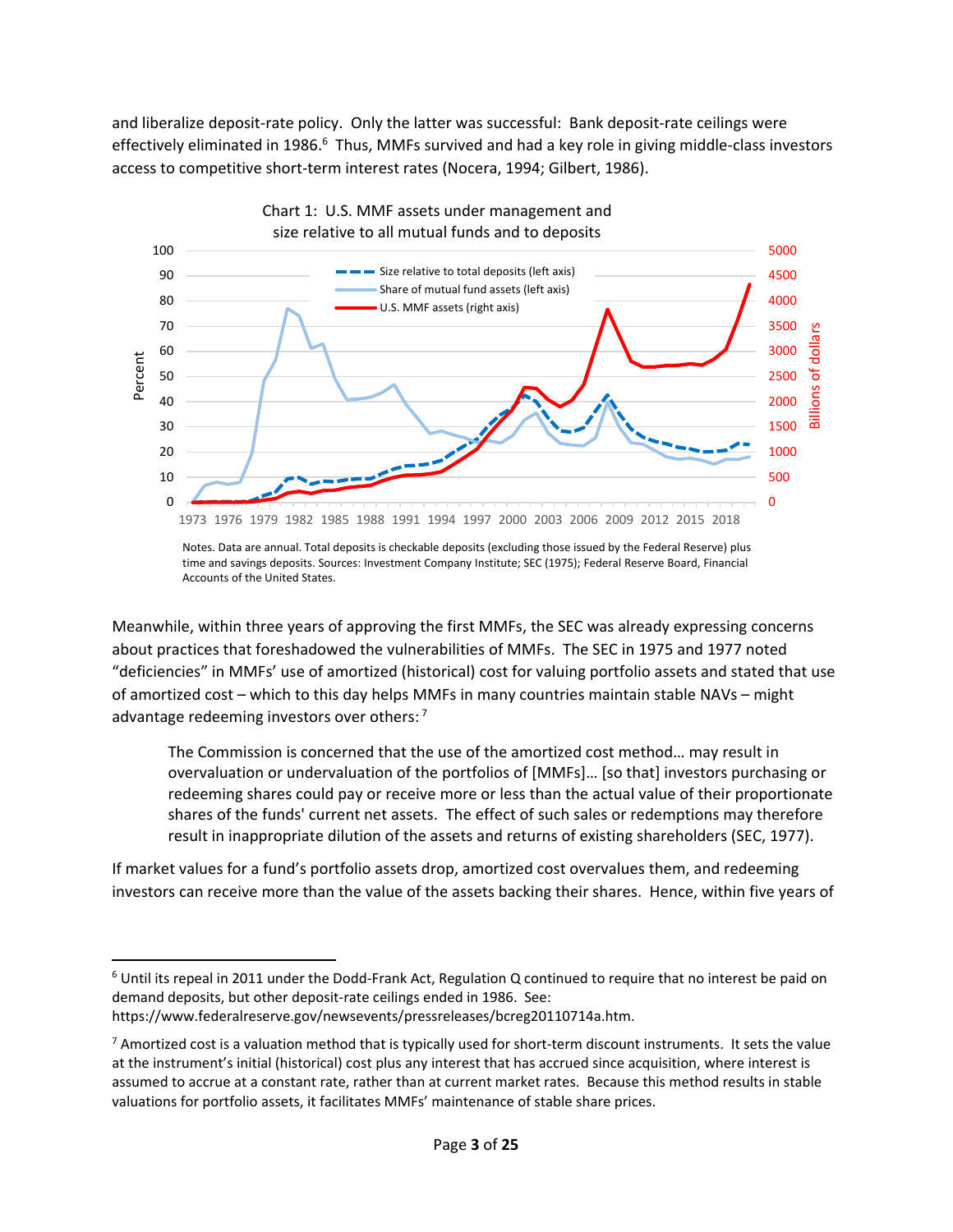and liberalize deposit-rate policy. Only the latter was successful: Bank deposit-rate ceilings were effectively eliminated in 1986.[6] Thus, MMFs survived and had a key role in giving middle-class investors access to competitive short-term interest rates (Nocera, 1994; Gilbert, 1986).

Chart 1: U.S. MMF assets under management and size relative to all mutual funds and to deposits

Notes. Data are annual. Total deposits is checkable deposits (excluding those issued by the Federal Reserve) plus time and savings deposits. Sources: Investment Company Institute; SEC (1975); Federal Reserve Board, Financial Accounts of the United States.

Meanwhile, within three years of approving the first MMFs, the SEC was already expressing concerns about practices that foreshadowed the vulnerabilities of MMFs. The SEC in 1975 and 1977 noted "deficiencies" in MMFs' use of amortized (historical) cost for valuing portfolio assets and stated that use of amortized cost – which to this day helps MMFs in many countries maintain stable NAVs – might advantage redeeming investors over others:[7]

> The Commission is concerned that the use of the amortized cost method… may result in overvaluation or undervaluation of the portfolios of [MMFs]… [so that] investors purchasing or redeeming shares could pay or receive more or less than the actual value of their proportionate shares of the funds' current net assets. The effect of such sales or redemptions may therefore result in inappropriate dilution of the assets and returns of existing shareholders (SEC, 1977).

If market values for a fund's portfolio assets drop, amortized cost overvalues them, and redeeming investors can receive more than the value of the assets backing their shares. Hence, within five years of

---

[6] Until its repeal in 2011 under the Dodd-Frank Act, Regulation Q continued to require that no interest be paid on demand deposits, but other deposit-rate ceilings ended in 1986. See: https://www.federalreserve.gov/newsevents/pressreleases/bcreg20110714a.htm.

[7] Amortized cost is a valuation method that is typically used for short-term discount instruments. It sets the value at the instrument's initial (historical) cost plus any interest that has accrued since acquisition, where interest is assumed to accrue at a constant rate, rather than at current market rates. Because this method results in stable valuations for portfolio assets, it facilitates MMFs' maintenance of stable share prices.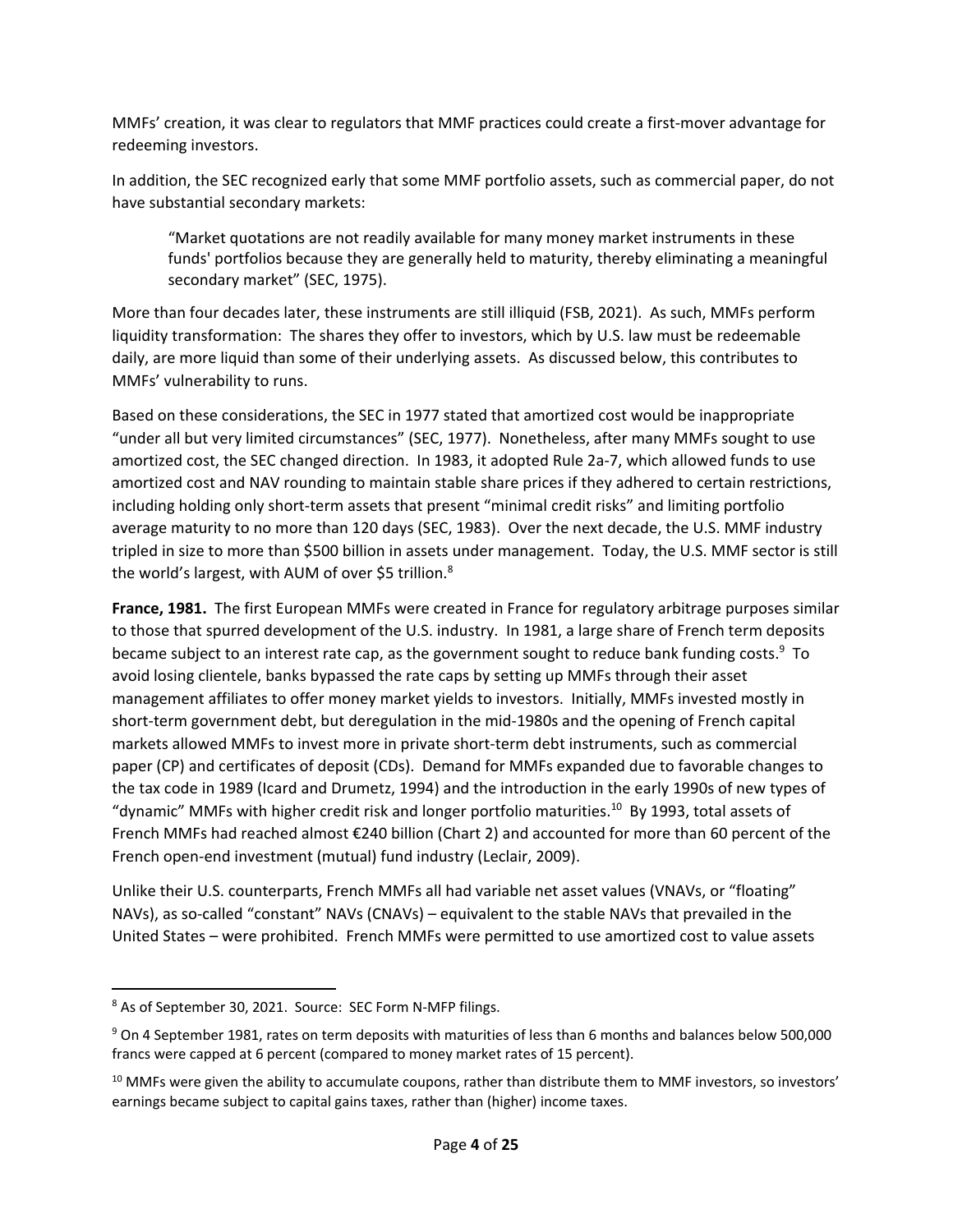MMFs' creation, it was clear to regulators that MMF practices could create a first-mover advantage for redeeming investors.

In addition, the SEC recognized early that some MMF portfolio assets, such as commercial paper, do not have substantial secondary markets:

> "Market quotations are not readily available for many money market instruments in these funds' portfolios because they are generally held to maturity, thereby eliminating a meaningful secondary market" (SEC, 1975).

More than four decades later, these instruments are still illiquid (FSB, 2021). As such, MMFs perform liquidity transformation: The shares they offer to investors, which by U.S. law must be redeemable daily, are more liquid than some of their underlying assets. As discussed below, this contributes to MMFs' vulnerability to runs.

Based on these considerations, the SEC in 1977 stated that amortized cost would be inappropriate "under all but very limited circumstances" (SEC, 1977). Nonetheless, after many MMFs sought to use amortized cost, the SEC changed direction. In 1983, it adopted Rule 2a-7, which allowed funds to use amortized cost and NAV rounding to maintain stable share prices if they adhered to certain restrictions, including holding only short-term assets that present "minimal credit risks" and limiting portfolio average maturity to no more than 120 days (SEC, 1983). Over the next decade, the U.S. MMF industry tripled in size to more than $500 billion in assets under management. Today, the U.S. MMF sector is still the world's largest, with AUM of over $5 trillion.[8]

**France, 1981.** The first European MMFs were created in France for regulatory arbitrage purposes similar to those that spurred development of the U.S. industry. In 1981, a large share of French term deposits became subject to an interest rate cap, as the government sought to reduce bank funding costs.[9] To avoid losing clientele, banks bypassed the rate caps by setting up MMFs through their asset management affiliates to offer money market yields to investors. Initially, MMFs invested mostly in short-term government debt, but deregulation in the mid-1980s and the opening of French capital markets allowed MMFs to invest more in private short-term debt instruments, such as commercial paper (CP) and certificates of deposit (CDs). Demand for MMFs expanded due to favorable changes to the tax code in 1989 (Icard and Drumetz, 1994) and the introduction in the early 1990s of new types of "dynamic" MMFs with higher credit risk and longer portfolio maturities.[10] By 1993, total assets of French MMFs had reached almost €240 billion (Chart 2) and accounted for more than 60 percent of the French open-end investment (mutual) fund industry (Leclair, 2009).

Unlike their U.S. counterparts, French MMFs all had variable net asset values (VNAVs, or "floating" NAVs), as so-called "constant" NAVs (CNAVs) – equivalent to the stable NAVs that prevailed in the United States – were prohibited. French MMFs were permitted to use amortized cost to value assets

---

[8] As of September 30, 2021. Source: SEC Form N-MFP filings.

[9] On 4 September 1981, rates on term deposits with maturities of less than 6 months and balances below 500,000 francs were capped at 6 percent (compared to money market rates of 15 percent).

[10] MMFs were given the ability to accumulate coupons, rather than distribute them to MMF investors, so investors' earnings became subject to capital gains taxes, rather than (higher) income taxes.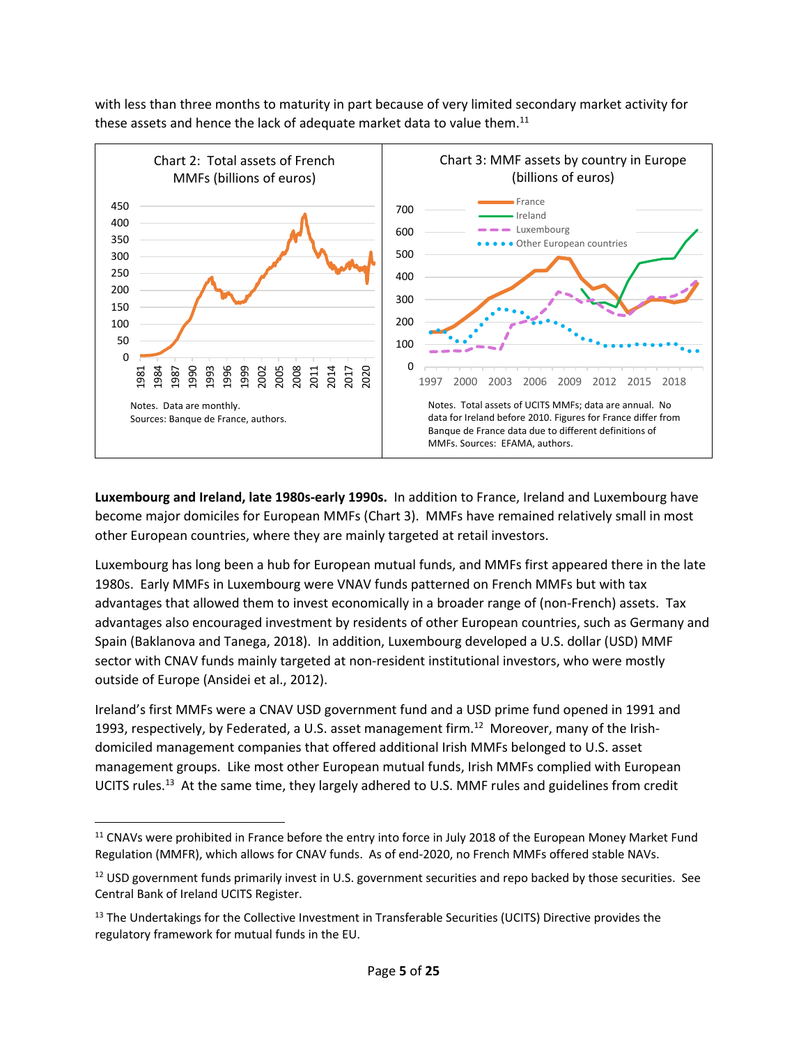with less than three months to maturity in part because of very limited secondary market activity for these assets and hence the lack of adequate market data to value them.[11]

Chart 2: Total assets of French MMFs (billions of euros)

Notes. Data are monthly.
Sources: Banque de France, authors.

Chart 3: MMF assets by country in Europe (billions of euros)

Notes. Total assets of UCITS MMFs; data are annual. No data for Ireland before 2010. Figures for France differ from Banque de France data due to different definitions of MMFs. Sources: EFAMA, authors.

**Luxembourg and Ireland, late 1980s-early 1990s.** In addition to France, Ireland and Luxembourg have become major domiciles for European MMFs (Chart 3). MMFs have remained relatively small in most other European countries, where they are mainly targeted at retail investors.

Luxembourg has long been a hub for European mutual funds, and MMFs first appeared there in the late 1980s. Early MMFs in Luxembourg were VNAV funds patterned on French MMFs but with tax advantages that allowed them to invest economically in a broader range of (non-French) assets. Tax advantages also encouraged investment by residents of other European countries, such as Germany and Spain (Baklanova and Tanega, 2018). In addition, Luxembourg developed a U.S. dollar (USD) MMF sector with CNAV funds mainly targeted at non-resident institutional investors, who were mostly outside of Europe (Ansidei et al., 2012).

Ireland's first MMFs were a CNAV USD government fund and a USD prime fund opened in 1991 and 1993, respectively, by Federated, a U.S. asset management firm.[12] Moreover, many of the Irish-domiciled management companies that offered additional Irish MMFs belonged to U.S. asset management groups. Like most other European mutual funds, Irish MMFs complied with European UCITS rules.[13] At the same time, they largely adhered to U.S. MMF rules and guidelines from credit

[11] CNAVs were prohibited in France before the entry into force in July 2018 of the European Money Market Fund Regulation (MMFR), which allows for CNAV funds. As of end-2020, no French MMFs offered stable NAVs.

[12] USD government funds primarily invest in U.S. government securities and repo backed by those securities. See Central Bank of Ireland UCITS Register.

[13] The Undertakings for the Collective Investment in Transferable Securities (UCITS) Directive provides the regulatory framework for mutual funds in the EU.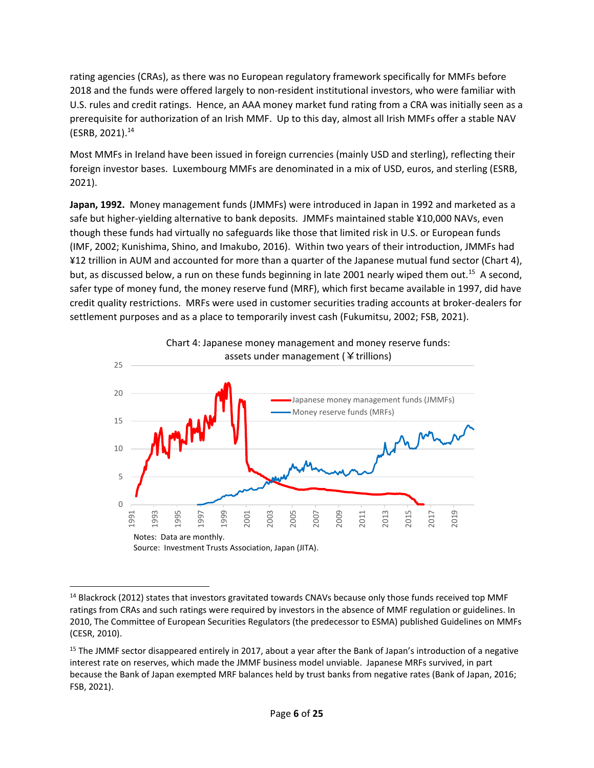rating agencies (CRAs), as there was no European regulatory framework specifically for MMFs before 2018 and the funds were offered largely to non-resident institutional investors, who were familiar with U.S. rules and credit ratings. Hence, an AAA money market fund rating from a CRA was initially seen as a prerequisite for authorization of an Irish MMF. Up to this day, almost all Irish MMFs offer a stable NAV (ESRB, 2021).[14]

Most MMFs in Ireland have been issued in foreign currencies (mainly USD and sterling), reflecting their foreign investor bases. Luxembourg MMFs are denominated in a mix of USD, euros, and sterling (ESRB, 2021).

**Japan, 1992.** Money management funds (JMMFs) were introduced in Japan in 1992 and marketed as a safe but higher-yielding alternative to bank deposits. JMMFs maintained stable ¥10,000 NAVs, even though these funds had virtually no safeguards like those that limited risk in U.S. or European funds (IMF, 2002; Kunishima, Shino, and Imakubo, 2016). Within two years of their introduction, JMMFs had ¥12 trillion in AUM and accounted for more than a quarter of the Japanese mutual fund sector (Chart 4), but, as discussed below, a run on these funds beginning in late 2001 nearly wiped them out.[15] A second, safer type of money fund, the money reserve fund (MRF), which first became available in 1997, did have credit quality restrictions. MRFs were used in customer securities trading accounts at broker-dealers for settlement purposes and as a place to temporarily invest cash (Fukumitsu, 2002; FSB, 2021).

Chart 4: Japanese money management and money reserve funds: assets under management (￥trillions)

Notes: Data are monthly.
Source: Investment Trusts Association, Japan (JITA).

---

[14] Blackrock (2012) states that investors gravitated towards CNAVs because only those funds received top MMF ratings from CRAs and such ratings were required by investors in the absence of MMF regulation or guidelines. In 2010, The Committee of European Securities Regulators (the predecessor to ESMA) published Guidelines on MMFs (CESR, 2010).

[15] The JMMF sector disappeared entirely in 2017, about a year after the Bank of Japan's introduction of a negative interest rate on reserves, which made the JMMF business model unviable. Japanese MRFs survived, in part because the Bank of Japan exempted MRF balances held by trust banks from negative rates (Bank of Japan, 2016; FSB, 2021).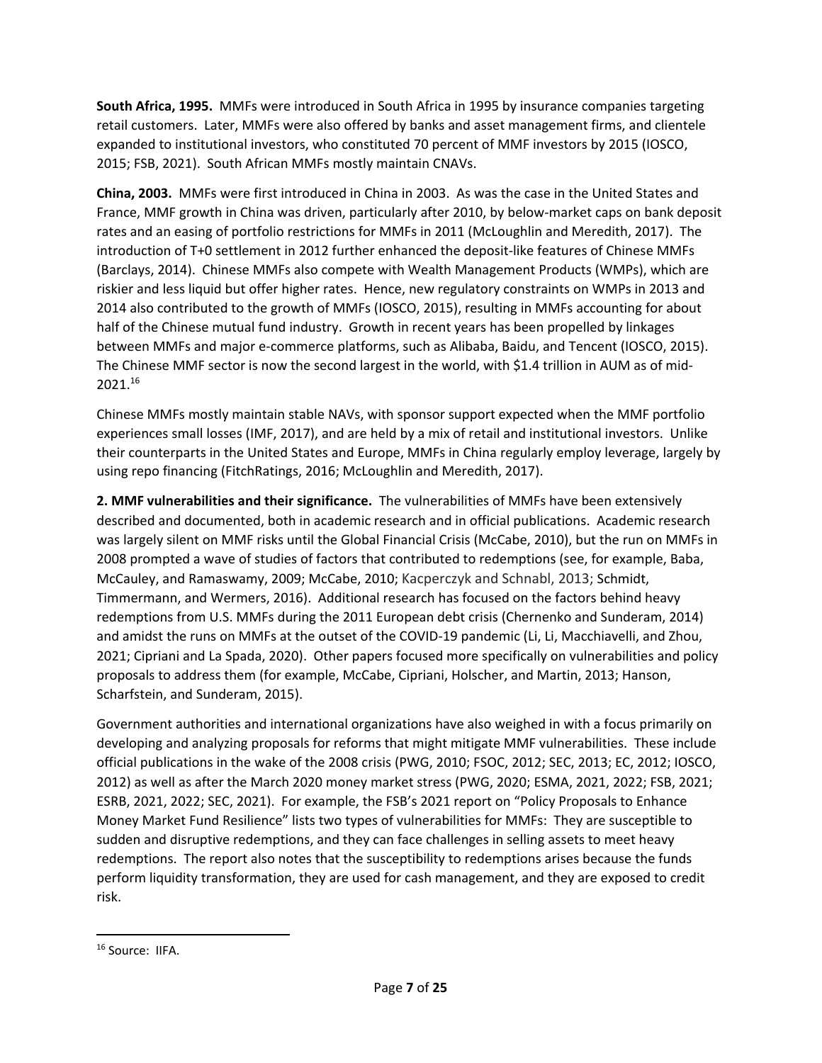**South Africa, 1995.** MMFs were introduced in South Africa in 1995 by insurance companies targeting retail customers. Later, MMFs were also offered by banks and asset management firms, and clientele expanded to institutional investors, who constituted 70 percent of MMF investors by 2015 (IOSCO, 2015; FSB, 2021). South African MMFs mostly maintain CNAVs.

**China, 2003.** MMFs were first introduced in China in 2003. As was the case in the United States and France, MMF growth in China was driven, particularly after 2010, by below-market caps on bank deposit rates and an easing of portfolio restrictions for MMFs in 2011 (McLoughlin and Meredith, 2017). The introduction of T+0 settlement in 2012 further enhanced the deposit-like features of Chinese MMFs (Barclays, 2014). Chinese MMFs also compete with Wealth Management Products (WMPs), which are riskier and less liquid but offer higher rates. Hence, new regulatory constraints on WMPs in 2013 and 2014 also contributed to the growth of MMFs (IOSCO, 2015), resulting in MMFs accounting for about half of the Chinese mutual fund industry. Growth in recent years has been propelled by linkages between MMFs and major e-commerce platforms, such as Alibaba, Baidu, and Tencent (IOSCO, 2015). The Chinese MMF sector is now the second largest in the world, with $1.4 trillion in AUM as of mid-2021.[16]

Chinese MMFs mostly maintain stable NAVs, with sponsor support expected when the MMF portfolio experiences small losses (IMF, 2017), and are held by a mix of retail and institutional investors. Unlike their counterparts in the United States and Europe, MMFs in China regularly employ leverage, largely by using repo financing (FitchRatings, 2016; McLoughlin and Meredith, 2017).

**2. MMF vulnerabilities and their significance.** The vulnerabilities of MMFs have been extensively described and documented, both in academic research and in official publications. Academic research was largely silent on MMF risks until the Global Financial Crisis (McCabe, 2010), but the run on MMFs in 2008 prompted a wave of studies of factors that contributed to redemptions (see, for example, Baba, McCauley, and Ramaswamy, 2009; McCabe, 2010; Kacperczyk and Schnabl, 2013; Schmidt, Timmermann, and Wermers, 2016). Additional research has focused on the factors behind heavy redemptions from U.S. MMFs during the 2011 European debt crisis (Chernenko and Sunderam, 2014) and amidst the runs on MMFs at the outset of the COVID-19 pandemic (Li, Li, Macchiavelli, and Zhou, 2021; Cipriani and La Spada, 2020). Other papers focused more specifically on vulnerabilities and policy proposals to address them (for example, McCabe, Cipriani, Holscher, and Martin, 2013; Hanson, Scharfstein, and Sunderam, 2015).

Government authorities and international organizations have also weighed in with a focus primarily on developing and analyzing proposals for reforms that might mitigate MMF vulnerabilities. These include official publications in the wake of the 2008 crisis (PWG, 2010; FSOC, 2012; SEC, 2013; EC, 2012; IOSCO, 2012) as well as after the March 2020 money market stress (PWG, 2020; ESMA, 2021, 2022; FSB, 2021; ESRB, 2021, 2022; SEC, 2021). For example, the FSB's 2021 report on "Policy Proposals to Enhance Money Market Fund Resilience" lists two types of vulnerabilities for MMFs: They are susceptible to sudden and disruptive redemptions, and they can face challenges in selling assets to meet heavy redemptions. The report also notes that the susceptibility to redemptions arises because the funds perform liquidity transformation, they are used for cash management, and they are exposed to credit risk.

---

[16] Source: IIFA.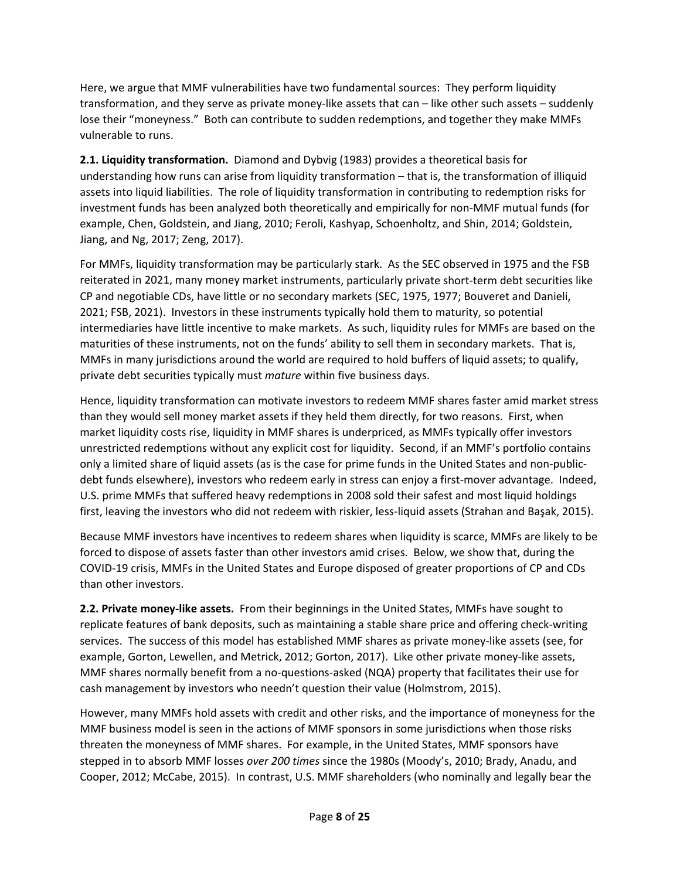Here, we argue that MMF vulnerabilities have two fundamental sources: They perform liquidity transformation, and they serve as private money-like assets that can – like other such assets – suddenly lose their "moneyness." Both can contribute to sudden redemptions, and together they make MMFs vulnerable to runs.

**2.1. Liquidity transformation.** Diamond and Dybvig (1983) provides a theoretical basis for understanding how runs can arise from liquidity transformation – that is, the transformation of illiquid assets into liquid liabilities. The role of liquidity transformation in contributing to redemption risks for investment funds has been analyzed both theoretically and empirically for non-MMF mutual funds (for example, Chen, Goldstein, and Jiang, 2010; Feroli, Kashyap, Schoenholtz, and Shin, 2014; Goldstein, Jiang, and Ng, 2017; Zeng, 2017).

For MMFs, liquidity transformation may be particularly stark. As the SEC observed in 1975 and the FSB reiterated in 2021, many money market instruments, particularly private short-term debt securities like CP and negotiable CDs, have little or no secondary markets (SEC, 1975, 1977; Bouveret and Danieli, 2021; FSB, 2021). Investors in these instruments typically hold them to maturity, so potential intermediaries have little incentive to make markets. As such, liquidity rules for MMFs are based on the maturities of these instruments, not on the funds' ability to sell them in secondary markets. That is, MMFs in many jurisdictions around the world are required to hold buffers of liquid assets; to qualify, private debt securities typically must *mature* within five business days.

Hence, liquidity transformation can motivate investors to redeem MMF shares faster amid market stress than they would sell money market assets if they held them directly, for two reasons. First, when market liquidity costs rise, liquidity in MMF shares is underpriced, as MMFs typically offer investors unrestricted redemptions without any explicit cost for liquidity. Second, if an MMF's portfolio contains only a limited share of liquid assets (as is the case for prime funds in the United States and non-public-debt funds elsewhere), investors who redeem early in stress can enjoy a first-mover advantage. Indeed, U.S. prime MMFs that suffered heavy redemptions in 2008 sold their safest and most liquid holdings first, leaving the investors who did not redeem with riskier, less-liquid assets (Strahan and Başak, 2015).

Because MMF investors have incentives to redeem shares when liquidity is scarce, MMFs are likely to be forced to dispose of assets faster than other investors amid crises. Below, we show that, during the COVID-19 crisis, MMFs in the United States and Europe disposed of greater proportions of CP and CDs than other investors.

**2.2. Private money-like assets.** From their beginnings in the United States, MMFs have sought to replicate features of bank deposits, such as maintaining a stable share price and offering check-writing services. The success of this model has established MMF shares as private money-like assets (see, for example, Gorton, Lewellen, and Metrick, 2012; Gorton, 2017). Like other private money-like assets, MMF shares normally benefit from a no-questions-asked (NQA) property that facilitates their use for cash management by investors who needn't question their value (Holmstrom, 2015).

However, many MMFs hold assets with credit and other risks, and the importance of moneyness for the MMF business model is seen in the actions of MMF sponsors in some jurisdictions when those risks threaten the moneyness of MMF shares. For example, in the United States, MMF sponsors have stepped in to absorb MMF losses *over 200 times* since the 1980s (Moody's, 2010; Brady, Anadu, and Cooper, 2012; McCabe, 2015). In contrast, U.S. MMF shareholders (who nominally and legally bear the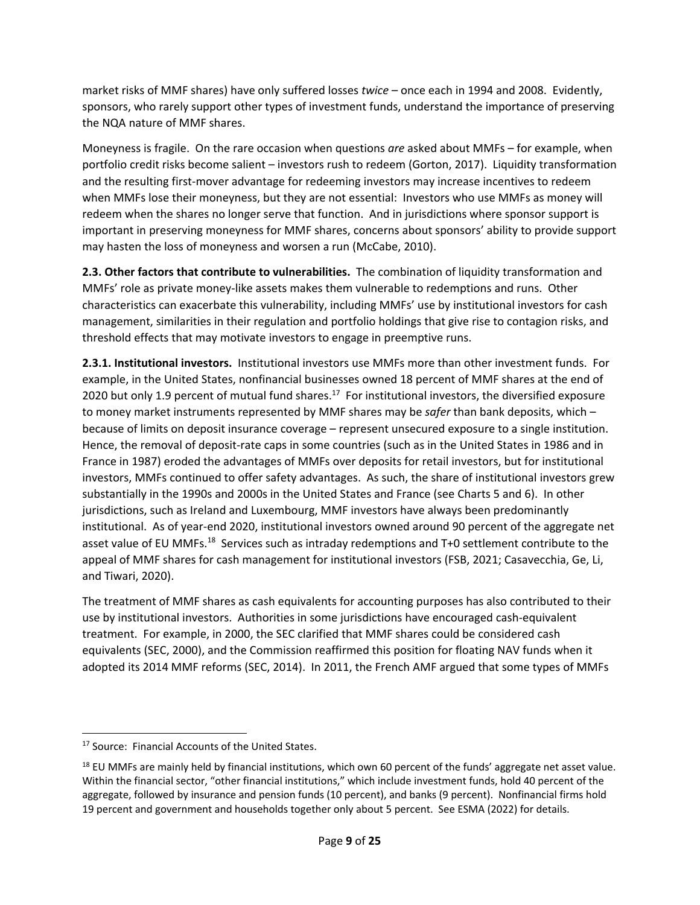market risks of MMF shares) have only suffered losses *twice* – once each in 1994 and 2008. Evidently, sponsors, who rarely support other types of investment funds, understand the importance of preserving the NQA nature of MMF shares.

Moneyness is fragile. On the rare occasion when questions *are* asked about MMFs – for example, when portfolio credit risks become salient – investors rush to redeem (Gorton, 2017). Liquidity transformation and the resulting first-mover advantage for redeeming investors may increase incentives to redeem when MMFs lose their moneyness, but they are not essential: Investors who use MMFs as money will redeem when the shares no longer serve that function. And in jurisdictions where sponsor support is important in preserving moneyness for MMF shares, concerns about sponsors' ability to provide support may hasten the loss of moneyness and worsen a run (McCabe, 2010).

**2.3. Other factors that contribute to vulnerabilities.** The combination of liquidity transformation and MMFs' role as private money-like assets makes them vulnerable to redemptions and runs. Other characteristics can exacerbate this vulnerability, including MMFs' use by institutional investors for cash management, similarities in their regulation and portfolio holdings that give rise to contagion risks, and threshold effects that may motivate investors to engage in preemptive runs.

**2.3.1. Institutional investors.** Institutional investors use MMFs more than other investment funds. For example, in the United States, nonfinancial businesses owned 18 percent of MMF shares at the end of 2020 but only 1.9 percent of mutual fund shares.[17] For institutional investors, the diversified exposure to money market instruments represented by MMF shares may be *safer* than bank deposits, which – because of limits on deposit insurance coverage – represent unsecured exposure to a single institution. Hence, the removal of deposit-rate caps in some countries (such as in the United States in 1986 and in France in 1987) eroded the advantages of MMFs over deposits for retail investors, but for institutional investors, MMFs continued to offer safety advantages. As such, the share of institutional investors grew substantially in the 1990s and 2000s in the United States and France (see Charts 5 and 6). In other jurisdictions, such as Ireland and Luxembourg, MMF investors have always been predominantly institutional. As of year-end 2020, institutional investors owned around 90 percent of the aggregate net asset value of EU MMFs.[18] Services such as intraday redemptions and T+0 settlement contribute to the appeal of MMF shares for cash management for institutional investors (FSB, 2021; Casavecchia, Ge, Li, and Tiwari, 2020).

The treatment of MMF shares as cash equivalents for accounting purposes has also contributed to their use by institutional investors. Authorities in some jurisdictions have encouraged cash-equivalent treatment. For example, in 2000, the SEC clarified that MMF shares could be considered cash equivalents (SEC, 2000), and the Commission reaffirmed this position for floating NAV funds when it adopted its 2014 MMF reforms (SEC, 2014). In 2011, the French AMF argued that some types of MMFs

---

[17] Source: Financial Accounts of the United States.

[18] EU MMFs are mainly held by financial institutions, which own 60 percent of the funds' aggregate net asset value. Within the financial sector, "other financial institutions," which include investment funds, hold 40 percent of the aggregate, followed by insurance and pension funds (10 percent), and banks (9 percent). Nonfinancial firms hold 19 percent and government and households together only about 5 percent. See ESMA (2022) for details.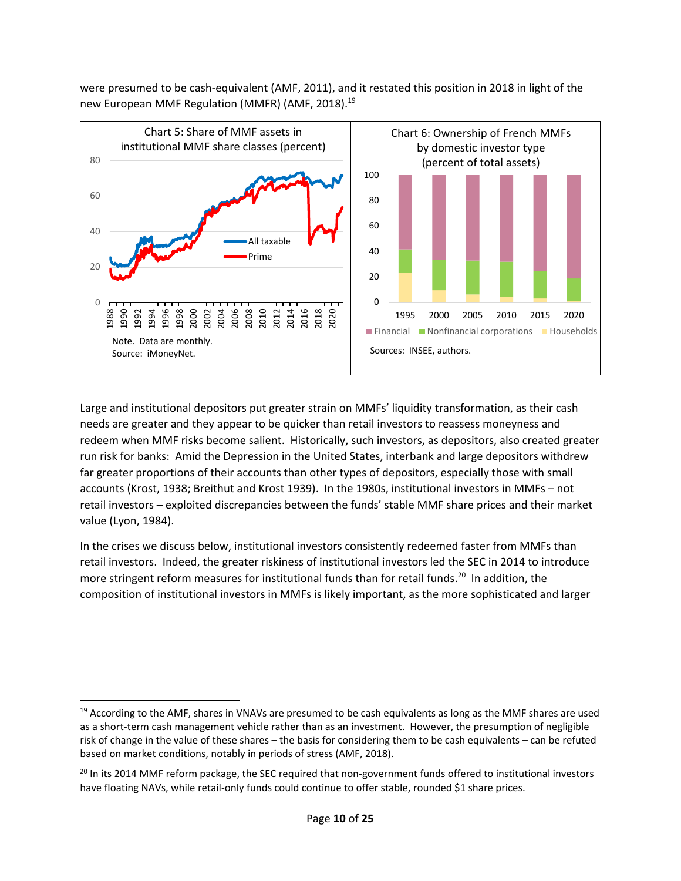were presumed to be cash-equivalent (AMF, 2011), and it restated this position in 2018 in light of the new European MMF Regulation (MMFR) (AMF, 2018).[19]

Chart 5: Share of MMF assets in institutional MMF share classes (percent)

Note. Data are monthly.
Source: iMoneyNet.

Chart 6: Ownership of French MMFs by domestic investor type (percent of total assets)

Sources: INSEE, authors.

Large and institutional depositors put greater strain on MMFs' liquidity transformation, as their cash needs are greater and they appear to be quicker than retail investors to reassess moneyness and redeem when MMF risks become salient. Historically, such investors, as depositors, also created greater run risk for banks: Amid the Depression in the United States, interbank and large depositors withdrew far greater proportions of their accounts than other types of depositors, especially those with small accounts (Krost, 1938; Breithut and Krost 1939). In the 1980s, institutional investors in MMFs – not retail investors – exploited discrepancies between the funds' stable MMF share prices and their market value (Lyon, 1984).

In the crises we discuss below, institutional investors consistently redeemed faster from MMFs than retail investors. Indeed, the greater riskiness of institutional investors led the SEC in 2014 to introduce more stringent reform measures for institutional funds than for retail funds.[20] In addition, the composition of institutional investors in MMFs is likely important, as the more sophisticated and larger

[19] According to the AMF, shares in VNAVs are presumed to be cash equivalents as long as the MMF shares are used as a short-term cash management vehicle rather than as an investment. However, the presumption of negligible risk of change in the value of these shares – the basis for considering them to be cash equivalents – can be refuted based on market conditions, notably in periods of stress (AMF, 2018).

[20] In its 2014 MMF reform package, the SEC required that non-government funds offered to institutional investors have floating NAVs, while retail-only funds could continue to offer stable, rounded $1 share prices.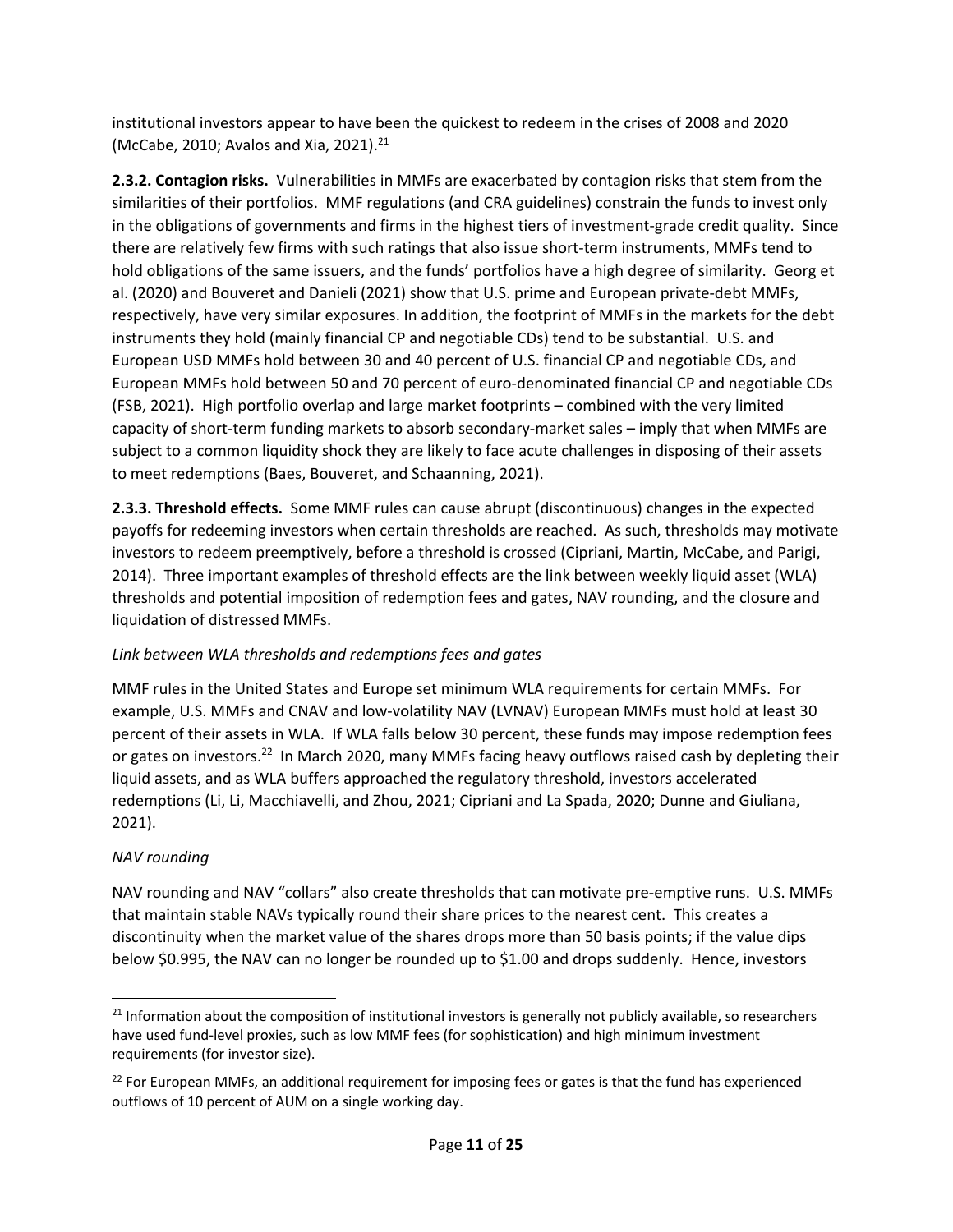institutional investors appear to have been the quickest to redeem in the crises of 2008 and 2020 (McCabe, 2010; Avalos and Xia, 2021).[21]

**2.3.2. Contagion risks.** Vulnerabilities in MMFs are exacerbated by contagion risks that stem from the similarities of their portfolios. MMF regulations (and CRA guidelines) constrain the funds to invest only in the obligations of governments and firms in the highest tiers of investment-grade credit quality. Since there are relatively few firms with such ratings that also issue short-term instruments, MMFs tend to hold obligations of the same issuers, and the funds' portfolios have a high degree of similarity. Georg et al. (2020) and Bouveret and Danieli (2021) show that U.S. prime and European private-debt MMFs, respectively, have very similar exposures. In addition, the footprint of MMFs in the markets for the debt instruments they hold (mainly financial CP and negotiable CDs) tend to be substantial. U.S. and European USD MMFs hold between 30 and 40 percent of U.S. financial CP and negotiable CDs, and European MMFs hold between 50 and 70 percent of euro-denominated financial CP and negotiable CDs (FSB, 2021). High portfolio overlap and large market footprints – combined with the very limited capacity of short-term funding markets to absorb secondary-market sales – imply that when MMFs are subject to a common liquidity shock they are likely to face acute challenges in disposing of their assets to meet redemptions (Baes, Bouveret, and Schaanning, 2021).

**2.3.3. Threshold effects.** Some MMF rules can cause abrupt (discontinuous) changes in the expected payoffs for redeeming investors when certain thresholds are reached. As such, thresholds may motivate investors to redeem preemptively, before a threshold is crossed (Cipriani, Martin, McCabe, and Parigi, 2014). Three important examples of threshold effects are the link between weekly liquid asset (WLA) thresholds and potential imposition of redemption fees and gates, NAV rounding, and the closure and liquidation of distressed MMFs.

*Link between WLA thresholds and redemptions fees and gates*

MMF rules in the United States and Europe set minimum WLA requirements for certain MMFs. For example, U.S. MMFs and CNAV and low-volatility NAV (LVNAV) European MMFs must hold at least 30 percent of their assets in WLA. If WLA falls below 30 percent, these funds may impose redemption fees or gates on investors.[22] In March 2020, many MMFs facing heavy outflows raised cash by depleting their liquid assets, and as WLA buffers approached the regulatory threshold, investors accelerated redemptions (Li, Li, Macchiavelli, and Zhou, 2021; Cipriani and La Spada, 2020; Dunne and Giuliana, 2021).

*NAV rounding*

NAV rounding and NAV "collars" also create thresholds that can motivate pre-emptive runs. U.S. MMFs that maintain stable NAVs typically round their share prices to the nearest cent. This creates a discontinuity when the market value of the shares drops more than 50 basis points; if the value dips below $0.995, the NAV can no longer be rounded up to $1.00 and drops suddenly. Hence, investors

[21] Information about the composition of institutional investors is generally not publicly available, so researchers have used fund-level proxies, such as low MMF fees (for sophistication) and high minimum investment requirements (for investor size).

[22] For European MMFs, an additional requirement for imposing fees or gates is that the fund has experienced outflows of 10 percent of AUM on a single working day.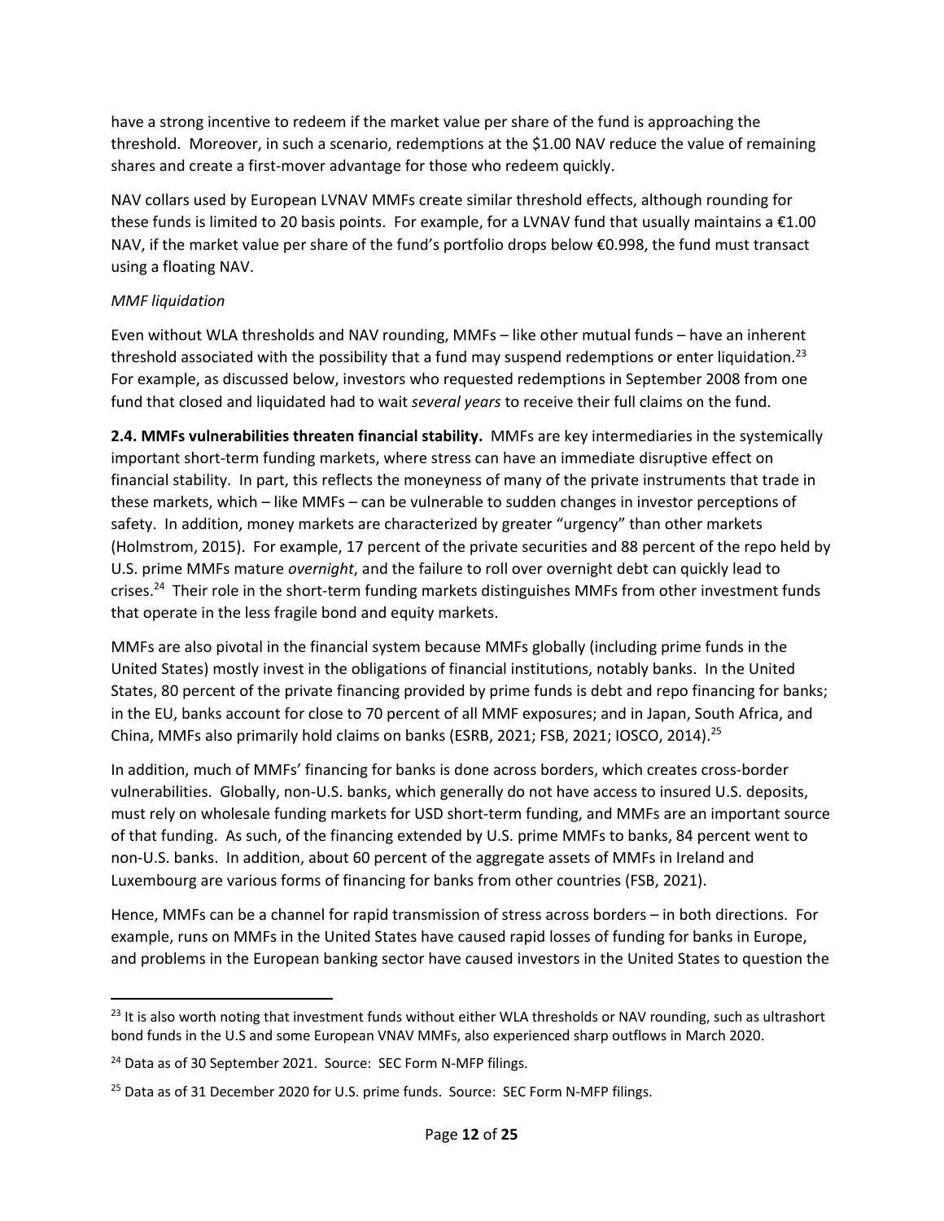have a strong incentive to redeem if the market value per share of the fund is approaching the threshold. Moreover, in such a scenario, redemptions at the $1.00 NAV reduce the value of remaining shares and create a first-mover advantage for those who redeem quickly.

NAV collars used by European LVNAV MMFs create similar threshold effects, although rounding for these funds is limited to 20 basis points. For example, for a LVNAV fund that usually maintains a €1.00 NAV, if the market value per share of the fund's portfolio drops below €0.998, the fund must transact using a floating NAV.

*MMF liquidation*

Even without WLA thresholds and NAV rounding, MMFs – like other mutual funds – have an inherent threshold associated with the possibility that a fund may suspend redemptions or enter liquidation.[23] For example, as discussed below, investors who requested redemptions in September 2008 from one fund that closed and liquidated had to wait *several years* to receive their full claims on the fund.

**2.4. MMFs vulnerabilities threaten financial stability.** MMFs are key intermediaries in the systemically important short-term funding markets, where stress can have an immediate disruptive effect on financial stability. In part, this reflects the moneyness of many of the private instruments that trade in these markets, which – like MMFs – can be vulnerable to sudden changes in investor perceptions of safety. In addition, money markets are characterized by greater "urgency" than other markets (Holmstrom, 2015). For example, 17 percent of the private securities and 88 percent of the repo held by U.S. prime MMFs mature *overnight*, and the failure to roll over overnight debt can quickly lead to crises.[24] Their role in the short-term funding markets distinguishes MMFs from other investment funds that operate in the less fragile bond and equity markets.

MMFs are also pivotal in the financial system because MMFs globally (including prime funds in the United States) mostly invest in the obligations of financial institutions, notably banks. In the United States, 80 percent of the private financing provided by prime funds is debt and repo financing for banks; in the EU, banks account for close to 70 percent of all MMF exposures; and in Japan, South Africa, and China, MMFs also primarily hold claims on banks (ESRB, 2021; FSB, 2021; IOSCO, 2014).[25]

In addition, much of MMFs' financing for banks is done across borders, which creates cross-border vulnerabilities. Globally, non-U.S. banks, which generally do not have access to insured U.S. deposits, must rely on wholesale funding markets for USD short-term funding, and MMFs are an important source of that funding. As such, of the financing extended by U.S. prime MMFs to banks, 84 percent went to non-U.S. banks. In addition, about 60 percent of the aggregate assets of MMFs in Ireland and Luxembourg are various forms of financing for banks from other countries (FSB, 2021).

Hence, MMFs can be a channel for rapid transmission of stress across borders – in both directions. For example, runs on MMFs in the United States have caused rapid losses of funding for banks in Europe, and problems in the European banking sector have caused investors in the United States to question the

---

[23] It is also worth noting that investment funds without either WLA thresholds or NAV rounding, such as ultrashort bond funds in the U.S and some European VNAV MMFs, also experienced sharp outflows in March 2020.

[24] Data as of 30 September 2021. Source: SEC Form N-MFP filings.

[25] Data as of 31 December 2020 for U.S. prime funds. Source: SEC Form N-MFP filings.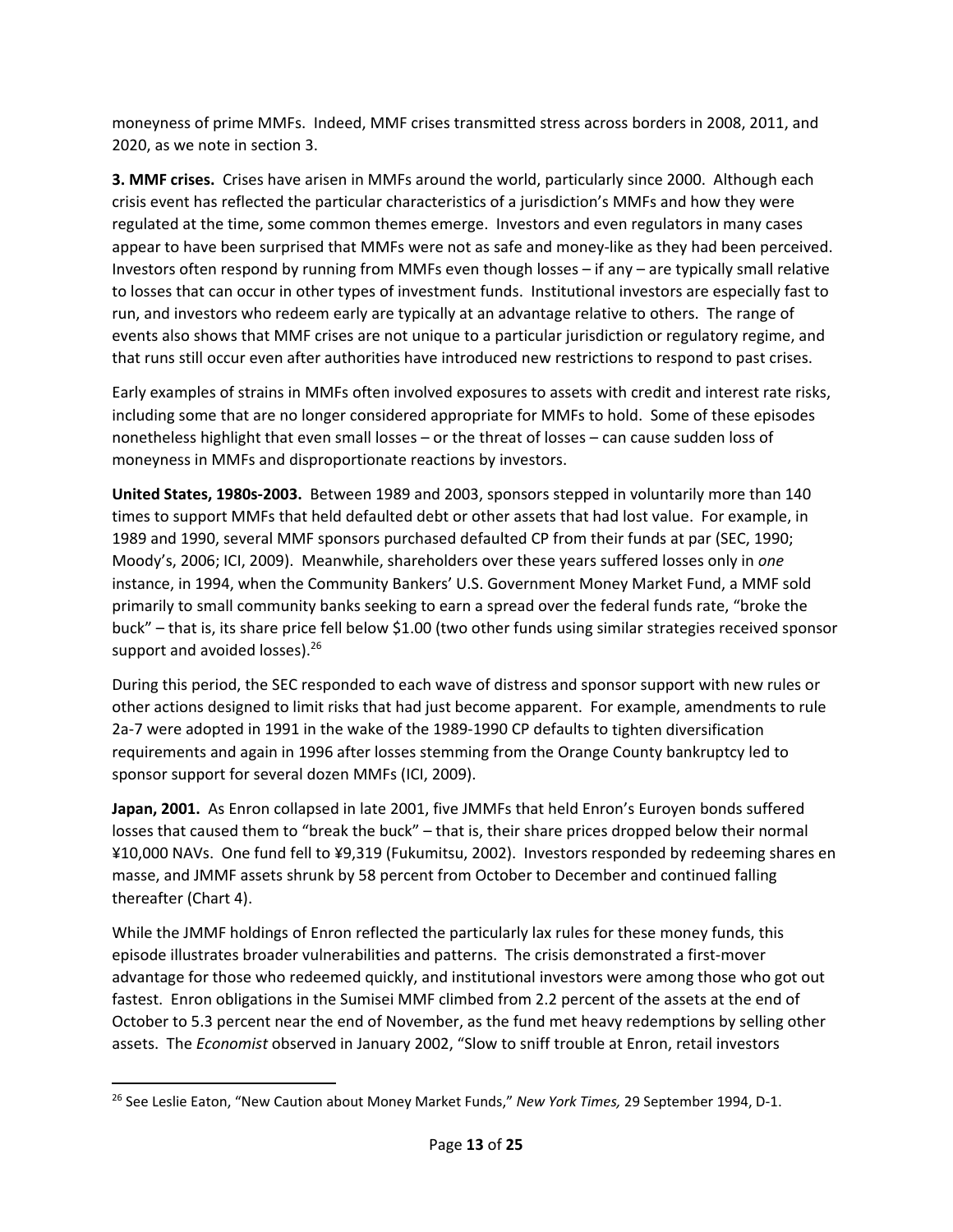moneyness of prime MMFs. Indeed, MMF crises transmitted stress across borders in 2008, 2011, and 2020, as we note in section 3.

**3. MMF crises.** Crises have arisen in MMFs around the world, particularly since 2000. Although each crisis event has reflected the particular characteristics of a jurisdiction's MMFs and how they were regulated at the time, some common themes emerge. Investors and even regulators in many cases appear to have been surprised that MMFs were not as safe and money-like as they had been perceived. Investors often respond by running from MMFs even though losses – if any – are typically small relative to losses that can occur in other types of investment funds. Institutional investors are especially fast to run, and investors who redeem early are typically at an advantage relative to others. The range of events also shows that MMF crises are not unique to a particular jurisdiction or regulatory regime, and that runs still occur even after authorities have introduced new restrictions to respond to past crises.

Early examples of strains in MMFs often involved exposures to assets with credit and interest rate risks, including some that are no longer considered appropriate for MMFs to hold. Some of these episodes nonetheless highlight that even small losses – or the threat of losses – can cause sudden loss of moneyness in MMFs and disproportionate reactions by investors.

**United States, 1980s-2003.** Between 1989 and 2003, sponsors stepped in voluntarily more than 140 times to support MMFs that held defaulted debt or other assets that had lost value. For example, in 1989 and 1990, several MMF sponsors purchased defaulted CP from their funds at par (SEC, 1990; Moody's, 2006; ICI, 2009). Meanwhile, shareholders over these years suffered losses only in *one* instance, in 1994, when the Community Bankers' U.S. Government Money Market Fund, a MMF sold primarily to small community banks seeking to earn a spread over the federal funds rate, "broke the buck" – that is, its share price fell below $1.00 (two other funds using similar strategies received sponsor support and avoided losses).[26]

During this period, the SEC responded to each wave of distress and sponsor support with new rules or other actions designed to limit risks that had just become apparent. For example, amendments to rule 2a-7 were adopted in 1991 in the wake of the 1989-1990 CP defaults to tighten diversification requirements and again in 1996 after losses stemming from the Orange County bankruptcy led to sponsor support for several dozen MMFs (ICI, 2009).

**Japan, 2001.** As Enron collapsed in late 2001, five JMMFs that held Enron's Euroyen bonds suffered losses that caused them to "break the buck" – that is, their share prices dropped below their normal ¥10,000 NAVs. One fund fell to ¥9,319 (Fukumitsu, 2002). Investors responded by redeeming shares en masse, and JMMF assets shrunk by 58 percent from October to December and continued falling thereafter (Chart 4).

While the JMMF holdings of Enron reflected the particularly lax rules for these money funds, this episode illustrates broader vulnerabilities and patterns. The crisis demonstrated a first-mover advantage for those who redeemed quickly, and institutional investors were among those who got out fastest. Enron obligations in the Sumisei MMF climbed from 2.2 percent of the assets at the end of October to 5.3 percent near the end of November, as the fund met heavy redemptions by selling other assets. The *Economist* observed in January 2002, "Slow to sniff trouble at Enron, retail investors

---

[26] See Leslie Eaton, "New Caution about Money Market Funds," *New York Times,* 29 September 1994, D-1.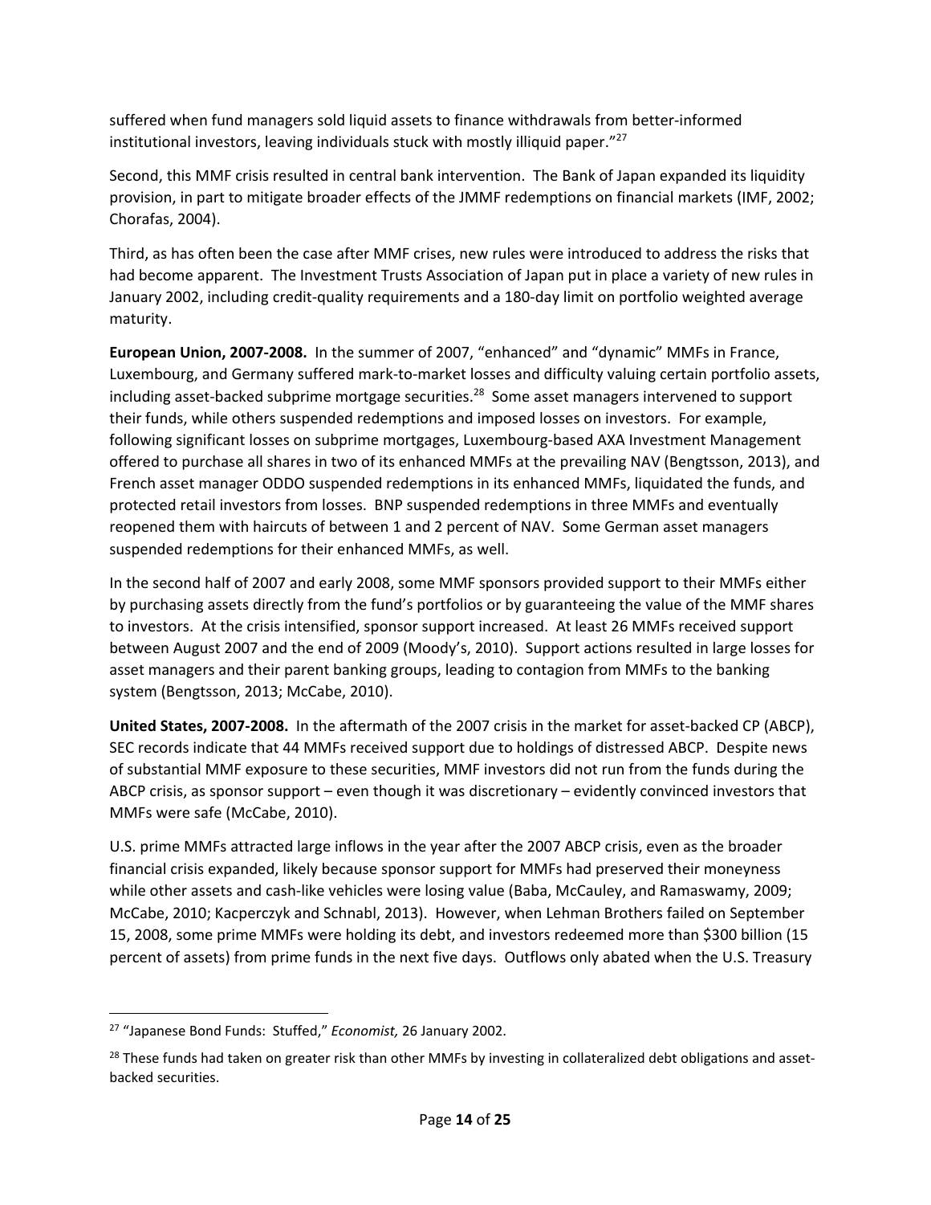suffered when fund managers sold liquid assets to finance withdrawals from better-informed institutional investors, leaving individuals stuck with mostly illiquid paper."[27]

Second, this MMF crisis resulted in central bank intervention. The Bank of Japan expanded its liquidity provision, in part to mitigate broader effects of the JMMF redemptions on financial markets (IMF, 2002; Chorafas, 2004).

Third, as has often been the case after MMF crises, new rules were introduced to address the risks that had become apparent. The Investment Trusts Association of Japan put in place a variety of new rules in January 2002, including credit-quality requirements and a 180-day limit on portfolio weighted average maturity.

**European Union, 2007-2008.** In the summer of 2007, "enhanced" and "dynamic" MMFs in France, Luxembourg, and Germany suffered mark-to-market losses and difficulty valuing certain portfolio assets, including asset-backed subprime mortgage securities.[28] Some asset managers intervened to support their funds, while others suspended redemptions and imposed losses on investors. For example, following significant losses on subprime mortgages, Luxembourg-based AXA Investment Management offered to purchase all shares in two of its enhanced MMFs at the prevailing NAV (Bengtsson, 2013), and French asset manager ODDO suspended redemptions in its enhanced MMFs, liquidated the funds, and protected retail investors from losses. BNP suspended redemptions in three MMFs and eventually reopened them with haircuts of between 1 and 2 percent of NAV. Some German asset managers suspended redemptions for their enhanced MMFs, as well.

In the second half of 2007 and early 2008, some MMF sponsors provided support to their MMFs either by purchasing assets directly from the fund's portfolios or by guaranteeing the value of the MMF shares to investors. At the crisis intensified, sponsor support increased. At least 26 MMFs received support between August 2007 and the end of 2009 (Moody's, 2010). Support actions resulted in large losses for asset managers and their parent banking groups, leading to contagion from MMFs to the banking system (Bengtsson, 2013; McCabe, 2010).

**United States, 2007-2008.** In the aftermath of the 2007 crisis in the market for asset-backed CP (ABCP), SEC records indicate that 44 MMFs received support due to holdings of distressed ABCP. Despite news of substantial MMF exposure to these securities, MMF investors did not run from the funds during the ABCP crisis, as sponsor support – even though it was discretionary – evidently convinced investors that MMFs were safe (McCabe, 2010).

U.S. prime MMFs attracted large inflows in the year after the 2007 ABCP crisis, even as the broader financial crisis expanded, likely because sponsor support for MMFs had preserved their moneyness while other assets and cash-like vehicles were losing value (Baba, McCauley, and Ramaswamy, 2009; McCabe, 2010; Kacperczyk and Schnabl, 2013). However, when Lehman Brothers failed on September 15, 2008, some prime MMFs were holding its debt, and investors redeemed more than $300 billion (15 percent of assets) from prime funds in the next five days. Outflows only abated when the U.S. Treasury

---

[27] "Japanese Bond Funds: Stuffed," *Economist,* 26 January 2002.

[28] These funds had taken on greater risk than other MMFs by investing in collateralized debt obligations and asset-backed securities.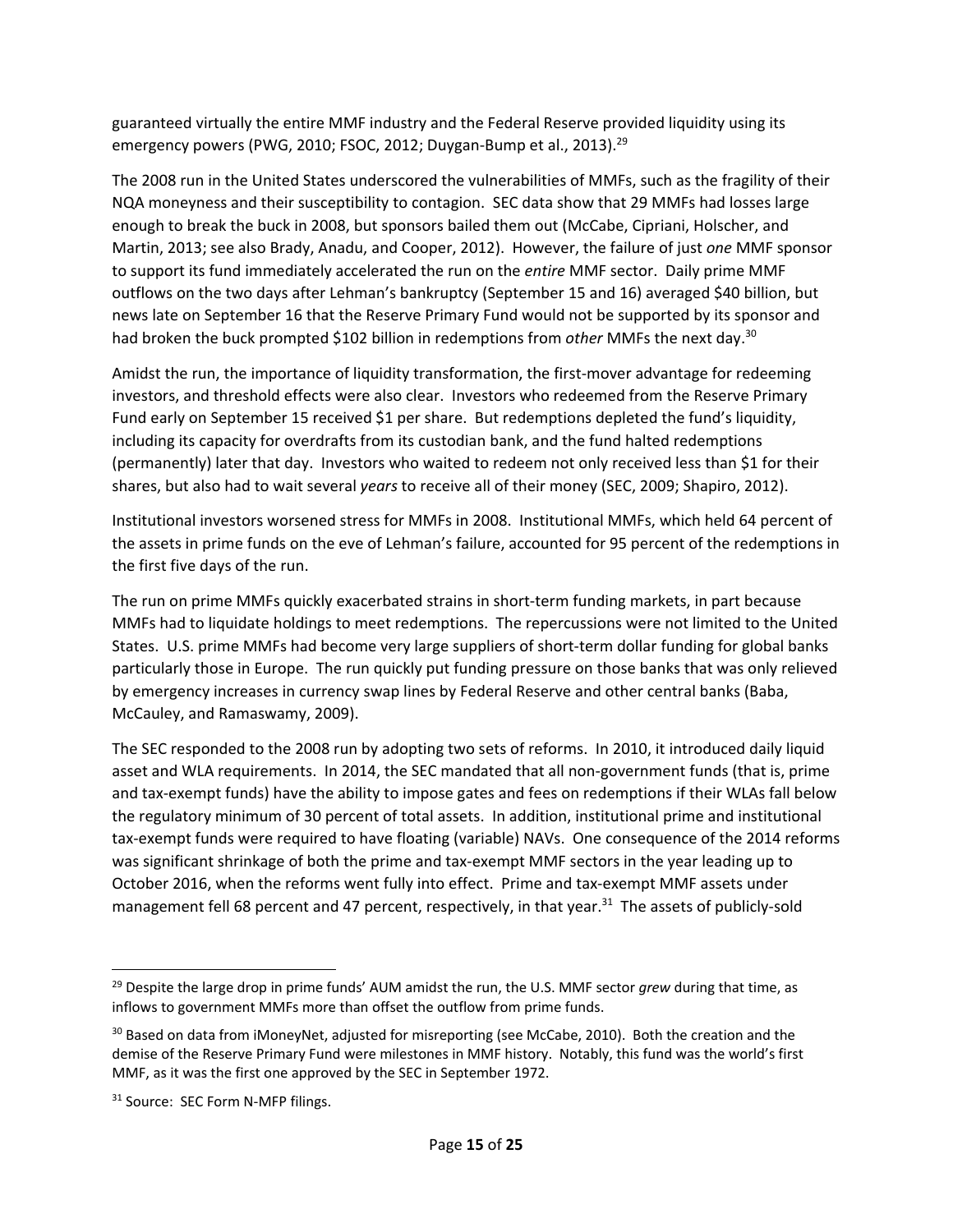guaranteed virtually the entire MMF industry and the Federal Reserve provided liquidity using its emergency powers (PWG, 2010; FSOC, 2012; Duygan-Bump et al., 2013).[29]

The 2008 run in the United States underscored the vulnerabilities of MMFs, such as the fragility of their NQA moneyness and their susceptibility to contagion. SEC data show that 29 MMFs had losses large enough to break the buck in 2008, but sponsors bailed them out (McCabe, Cipriani, Holscher, and Martin, 2013; see also Brady, Anadu, and Cooper, 2012). However, the failure of just *one* MMF sponsor to support its fund immediately accelerated the run on the *entire* MMF sector. Daily prime MMF outflows on the two days after Lehman's bankruptcy (September 15 and 16) averaged \$40 billion, but news late on September 16 that the Reserve Primary Fund would not be supported by its sponsor and had broken the buck prompted \$102 billion in redemptions from *other* MMFs the next day.[30]

Amidst the run, the importance of liquidity transformation, the first-mover advantage for redeeming investors, and threshold effects were also clear. Investors who redeemed from the Reserve Primary Fund early on September 15 received \$1 per share. But redemptions depleted the fund's liquidity, including its capacity for overdrafts from its custodian bank, and the fund halted redemptions (permanently) later that day. Investors who waited to redeem not only received less than \$1 for their shares, but also had to wait several *years* to receive all of their money (SEC, 2009; Shapiro, 2012).

Institutional investors worsened stress for MMFs in 2008. Institutional MMFs, which held 64 percent of the assets in prime funds on the eve of Lehman's failure, accounted for 95 percent of the redemptions in the first five days of the run.

The run on prime MMFs quickly exacerbated strains in short-term funding markets, in part because MMFs had to liquidate holdings to meet redemptions. The repercussions were not limited to the United States. U.S. prime MMFs had become very large suppliers of short-term dollar funding for global banks particularly those in Europe. The run quickly put funding pressure on those banks that was only relieved by emergency increases in currency swap lines by Federal Reserve and other central banks (Baba, McCauley, and Ramaswamy, 2009).

The SEC responded to the 2008 run by adopting two sets of reforms. In 2010, it introduced daily liquid asset and WLA requirements. In 2014, the SEC mandated that all non-government funds (that is, prime and tax-exempt funds) have the ability to impose gates and fees on redemptions if their WLAs fall below the regulatory minimum of 30 percent of total assets. In addition, institutional prime and institutional tax-exempt funds were required to have floating (variable) NAVs. One consequence of the 2014 reforms was significant shrinkage of both the prime and tax-exempt MMF sectors in the year leading up to October 2016, when the reforms went fully into effect. Prime and tax-exempt MMF assets under management fell 68 percent and 47 percent, respectively, in that year.[31] The assets of publicly-sold

---

[29] Despite the large drop in prime funds' AUM amidst the run, the U.S. MMF sector *grew* during that time, as inflows to government MMFs more than offset the outflow from prime funds.

[30] Based on data from iMoneyNet, adjusted for misreporting (see McCabe, 2010). Both the creation and the demise of the Reserve Primary Fund were milestones in MMF history. Notably, this fund was the world's first MMF, as it was the first one approved by the SEC in September 1972.

[31] Source: SEC Form N-MFP filings.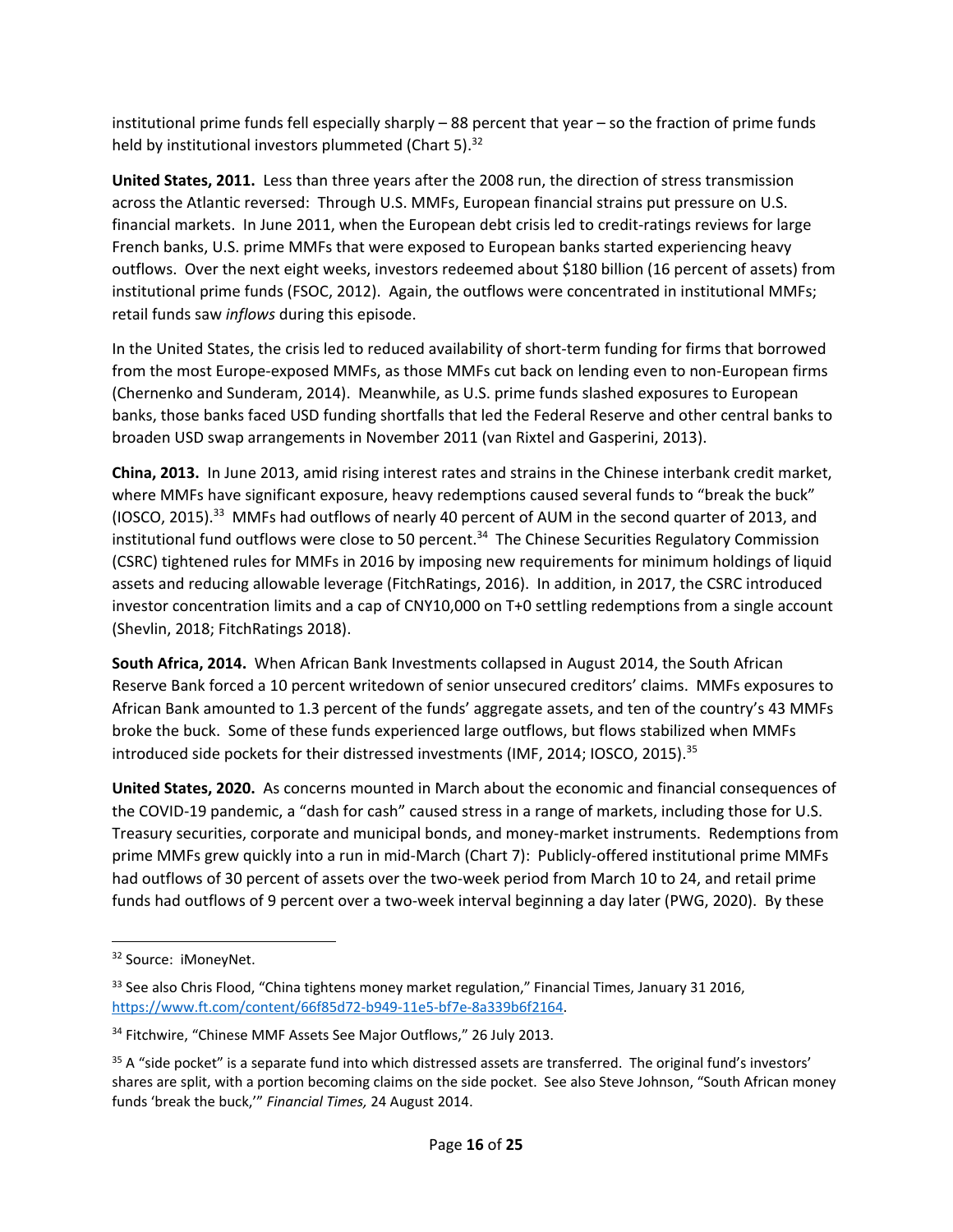institutional prime funds fell especially sharply – 88 percent that year – so the fraction of prime funds held by institutional investors plummeted (Chart 5).[32]

**United States, 2011.** Less than three years after the 2008 run, the direction of stress transmission across the Atlantic reversed: Through U.S. MMFs, European financial strains put pressure on U.S. financial markets. In June 2011, when the European debt crisis led to credit-ratings reviews for large French banks, U.S. prime MMFs that were exposed to European banks started experiencing heavy outflows. Over the next eight weeks, investors redeemed about $180 billion (16 percent of assets) from institutional prime funds (FSOC, 2012). Again, the outflows were concentrated in institutional MMFs; retail funds saw *inflows* during this episode.

In the United States, the crisis led to reduced availability of short-term funding for firms that borrowed from the most Europe-exposed MMFs, as those MMFs cut back on lending even to non-European firms (Chernenko and Sunderam, 2014). Meanwhile, as U.S. prime funds slashed exposures to European banks, those banks faced USD funding shortfalls that led the Federal Reserve and other central banks to broaden USD swap arrangements in November 2011 (van Rixtel and Gasperini, 2013).

**China, 2013.** In June 2013, amid rising interest rates and strains in the Chinese interbank credit market, where MMFs have significant exposure, heavy redemptions caused several funds to "break the buck" (IOSCO, 2015).[33] MMFs had outflows of nearly 40 percent of AUM in the second quarter of 2013, and institutional fund outflows were close to 50 percent.[34] The Chinese Securities Regulatory Commission (CSRC) tightened rules for MMFs in 2016 by imposing new requirements for minimum holdings of liquid assets and reducing allowable leverage (FitchRatings, 2016). In addition, in 2017, the CSRC introduced investor concentration limits and a cap of CNY10,000 on T+0 settling redemptions from a single account (Shevlin, 2018; FitchRatings 2018).

**South Africa, 2014.** When African Bank Investments collapsed in August 2014, the South African Reserve Bank forced a 10 percent writedown of senior unsecured creditors' claims. MMFs exposures to African Bank amounted to 1.3 percent of the funds' aggregate assets, and ten of the country's 43 MMFs broke the buck. Some of these funds experienced large outflows, but flows stabilized when MMFs introduced side pockets for their distressed investments (IMF, 2014; IOSCO, 2015).[35]

**United States, 2020.** As concerns mounted in March about the economic and financial consequences of the COVID-19 pandemic, a "dash for cash" caused stress in a range of markets, including those for U.S. Treasury securities, corporate and municipal bonds, and money-market instruments. Redemptions from prime MMFs grew quickly into a run in mid-March (Chart 7): Publicly-offered institutional prime MMFs had outflows of 30 percent of assets over the two-week period from March 10 to 24, and retail prime funds had outflows of 9 percent over a two-week interval beginning a day later (PWG, 2020). By these

---

[32] Source: iMoneyNet.

[33] See also Chris Flood, "China tightens money market regulation," Financial Times, January 31 2016, https://www.ft.com/content/66f85d72-b949-11e5-bf7e-8a339b6f2164.

[34] Fitchwire, "Chinese MMF Assets See Major Outflows," 26 July 2013.

[35] A "side pocket" is a separate fund into which distressed assets are transferred. The original fund's investors' shares are split, with a portion becoming claims on the side pocket. See also Steve Johnson, "South African money funds 'break the buck,'" *Financial Times,* 24 August 2014.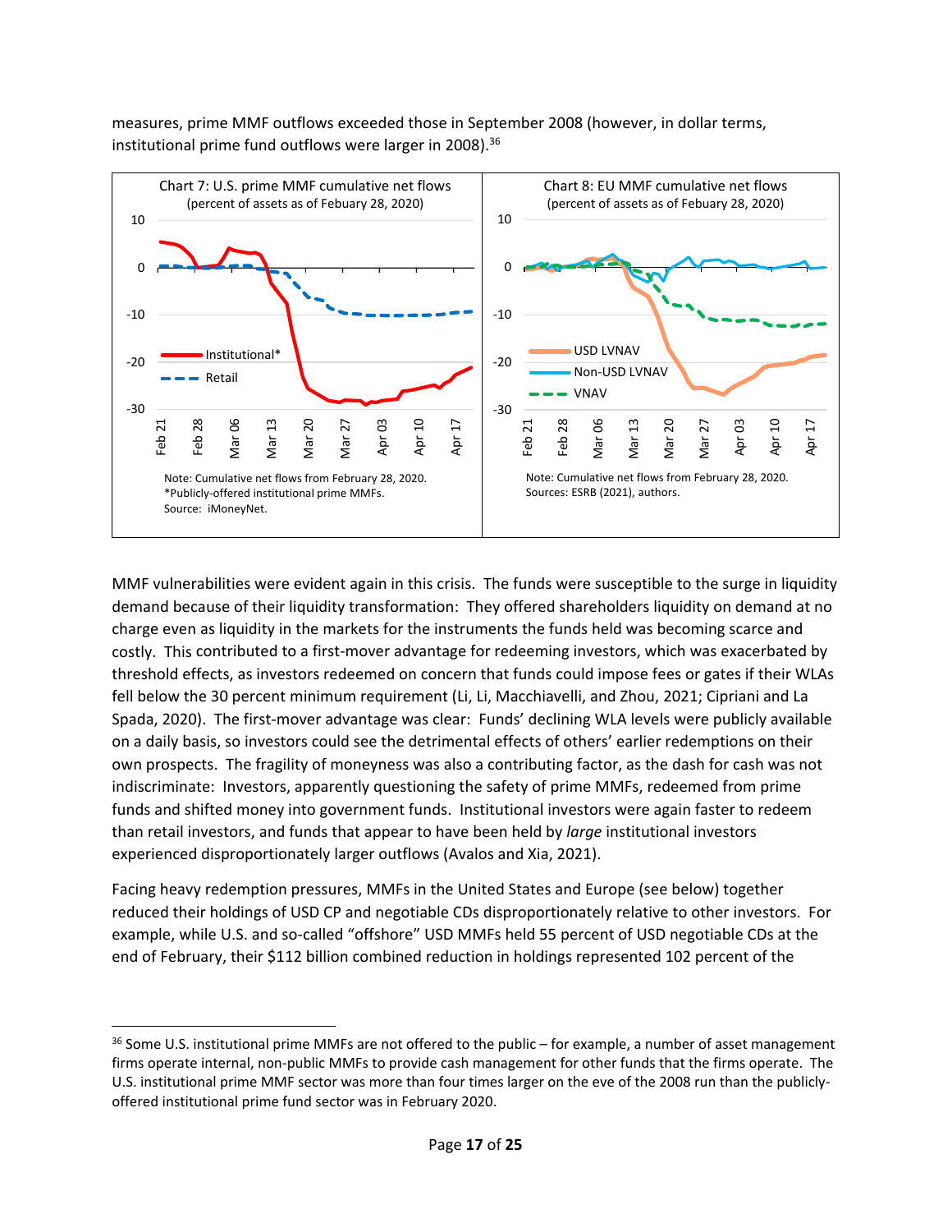measures, prime MMF outflows exceeded those in September 2008 (however, in dollar terms, institutional prime fund outflows were larger in 2008).[36]

Chart 7: U.S. prime MMF cumulative net flows (percent of assets as of Feburary 28, 2020)

Note: Cumulative net flows from February 28, 2020.
*Publicly-offered institutional prime MMFs.
Source: iMoneyNet.

Chart 8: EU MMF cumulative net flows (percent of assets as of Feburary 28, 2020)

Note: Cumulative net flows from February 28, 2020.
Sources: ESRB (2021), authors.

MMF vulnerabilities were evident again in this crisis. The funds were susceptible to the surge in liquidity demand because of their liquidity transformation: They offered shareholders liquidity on demand at no charge even as liquidity in the markets for the instruments the funds held was becoming scarce and costly. This contributed to a first-mover advantage for redeeming investors, which was exacerbated by threshold effects, as investors redeemed on concern that funds could impose fees or gates if their WLAs fell below the 30 percent minimum requirement (Li, Li, Macchiavelli, and Zhou, 2021; Cipriani and La Spada, 2020). The first-mover advantage was clear: Funds' declining WLA levels were publicly available on a daily basis, so investors could see the detrimental effects of others' earlier redemptions on their own prospects. The fragility of moneyness was also a contributing factor, as the dash for cash was not indiscriminate: Investors, apparently questioning the safety of prime MMFs, redeemed from prime funds and shifted money into government funds. Institutional investors were again faster to redeem than retail investors, and funds that appear to have been held by *large* institutional investors experienced disproportionately larger outflows (Avalos and Xia, 2021).

Facing heavy redemption pressures, MMFs in the United States and Europe (see below) together reduced their holdings of USD CP and negotiable CDs disproportionately relative to other investors. For example, while U.S. and so-called "offshore" USD MMFs held 55 percent of USD negotiable CDs at the end of February, their $112 billion combined reduction in holdings represented 102 percent of the

[36] Some U.S. institutional prime MMFs are not offered to the public – for example, a number of asset management firms operate internal, non-public MMFs to provide cash management for other funds that the firms operate. The U.S. institutional prime MMF sector was more than four times larger on the eve of the 2008 run than the publicly-offered institutional prime fund sector was in February 2020.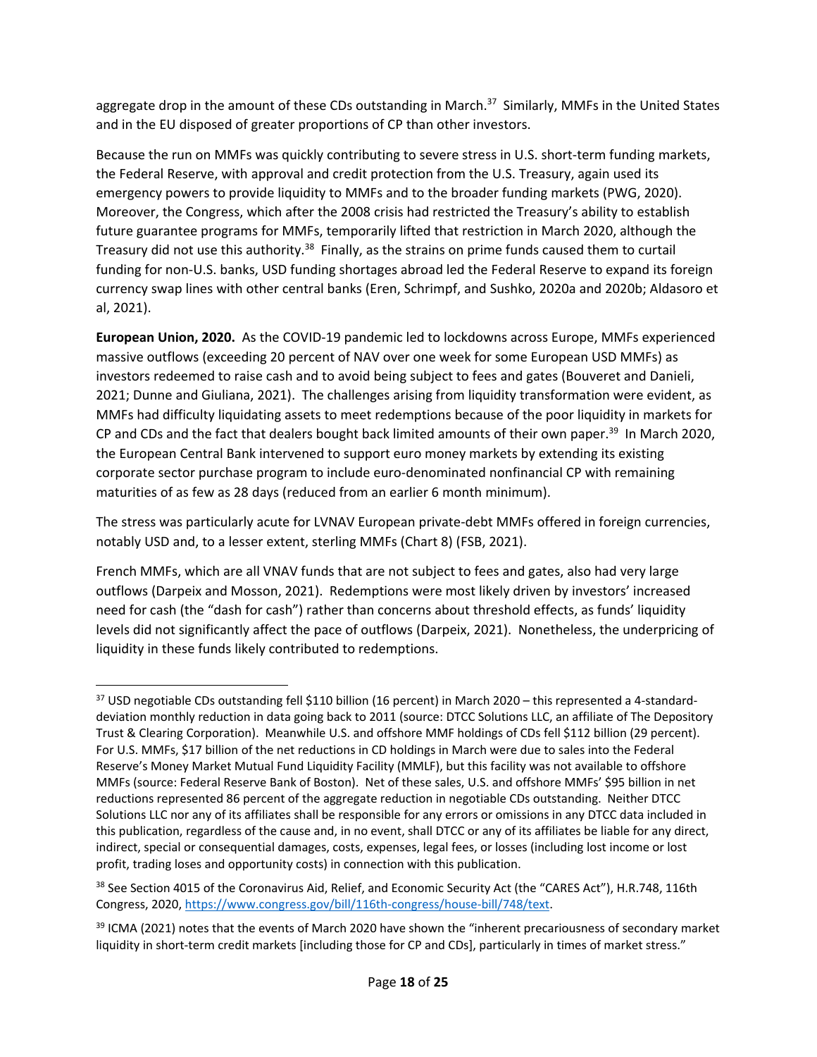aggregate drop in the amount of these CDs outstanding in March.[37] Similarly, MMFs in the United States and in the EU disposed of greater proportions of CP than other investors.

Because the run on MMFs was quickly contributing to severe stress in U.S. short-term funding markets, the Federal Reserve, with approval and credit protection from the U.S. Treasury, again used its emergency powers to provide liquidity to MMFs and to the broader funding markets (PWG, 2020). Moreover, the Congress, which after the 2008 crisis had restricted the Treasury's ability to establish future guarantee programs for MMFs, temporarily lifted that restriction in March 2020, although the Treasury did not use this authority.[38] Finally, as the strains on prime funds caused them to curtail funding for non-U.S. banks, USD funding shortages abroad led the Federal Reserve to expand its foreign currency swap lines with other central banks (Eren, Schrimpf, and Sushko, 2020a and 2020b; Aldasoro et al, 2021).

**European Union, 2020.** As the COVID-19 pandemic led to lockdowns across Europe, MMFs experienced massive outflows (exceeding 20 percent of NAV over one week for some European USD MMFs) as investors redeemed to raise cash and to avoid being subject to fees and gates (Bouveret and Danieli, 2021; Dunne and Giuliana, 2021). The challenges arising from liquidity transformation were evident, as MMFs had difficulty liquidating assets to meet redemptions because of the poor liquidity in markets for CP and CDs and the fact that dealers bought back limited amounts of their own paper.[39] In March 2020, the European Central Bank intervened to support euro money markets by extending its existing corporate sector purchase program to include euro-denominated nonfinancial CP with remaining maturities of as few as 28 days (reduced from an earlier 6 month minimum).

The stress was particularly acute for LVNAV European private-debt MMFs offered in foreign currencies, notably USD and, to a lesser extent, sterling MMFs (Chart 8) (FSB, 2021).

French MMFs, which are all VNAV funds that are not subject to fees and gates, also had very large outflows (Darpeix and Mosson, 2021). Redemptions were most likely driven by investors' increased need for cash (the "dash for cash") rather than concerns about threshold effects, as funds' liquidity levels did not significantly affect the pace of outflows (Darpeix, 2021). Nonetheless, the underpricing of liquidity in these funds likely contributed to redemptions.

---

[37] USD negotiable CDs outstanding fell $110 billion (16 percent) in March 2020 – this represented a 4-standard-deviation monthly reduction in data going back to 2011 (source: DTCC Solutions LLC, an affiliate of The Depository Trust & Clearing Corporation). Meanwhile U.S. and offshore MMF holdings of CDs fell $112 billion (29 percent). For U.S. MMFs, $17 billion of the net reductions in CD holdings in March were due to sales into the Federal Reserve's Money Market Mutual Fund Liquidity Facility (MMLF), but this facility was not available to offshore MMFs (source: Federal Reserve Bank of Boston). Net of these sales, U.S. and offshore MMFs' $95 billion in net reductions represented 86 percent of the aggregate reduction in negotiable CDs outstanding. Neither DTCC Solutions LLC nor any of its affiliates shall be responsible for any errors or omissions in any DTCC data included in this publication, regardless of the cause and, in no event, shall DTCC or any of its affiliates be liable for any direct, indirect, special or consequential damages, costs, expenses, legal fees, or losses (including lost income or lost profit, trading loses and opportunity costs) in connection with this publication.

[38] See Section 4015 of the Coronavirus Aid, Relief, and Economic Security Act (the "CARES Act"), H.R.748, 116th Congress, 2020, https://www.congress.gov/bill/116th-congress/house-bill/748/text.

[39] ICMA (2021) notes that the events of March 2020 have shown the "inherent precariousness of secondary market liquidity in short-term credit markets [including those for CP and CDs], particularly in times of market stress."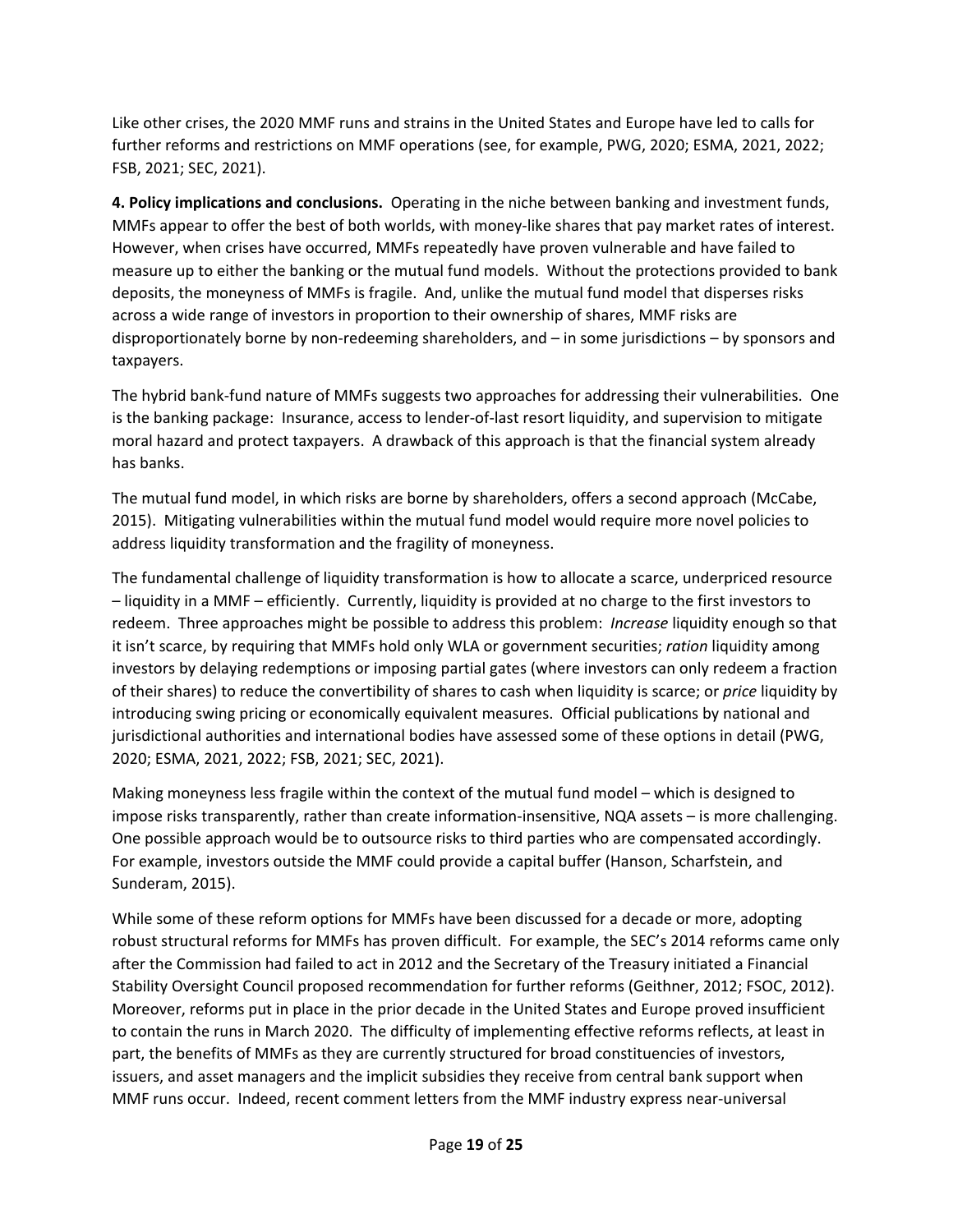Like other crises, the 2020 MMF runs and strains in the United States and Europe have led to calls for further reforms and restrictions on MMF operations (see, for example, PWG, 2020; ESMA, 2021, 2022; FSB, 2021; SEC, 2021).

**4. Policy implications and conclusions.** Operating in the niche between banking and investment funds, MMFs appear to offer the best of both worlds, with money-like shares that pay market rates of interest. However, when crises have occurred, MMFs repeatedly have proven vulnerable and have failed to measure up to either the banking or the mutual fund models. Without the protections provided to bank deposits, the moneyness of MMFs is fragile. And, unlike the mutual fund model that disperses risks across a wide range of investors in proportion to their ownership of shares, MMF risks are disproportionately borne by non-redeeming shareholders, and – in some jurisdictions – by sponsors and taxpayers.

The hybrid bank-fund nature of MMFs suggests two approaches for addressing their vulnerabilities. One is the banking package: Insurance, access to lender-of-last resort liquidity, and supervision to mitigate moral hazard and protect taxpayers. A drawback of this approach is that the financial system already has banks.

The mutual fund model, in which risks are borne by shareholders, offers a second approach (McCabe, 2015). Mitigating vulnerabilities within the mutual fund model would require more novel policies to address liquidity transformation and the fragility of moneyness.

The fundamental challenge of liquidity transformation is how to allocate a scarce, underpriced resource – liquidity in a MMF – efficiently. Currently, liquidity is provided at no charge to the first investors to redeem. Three approaches might be possible to address this problem: *Increase* liquidity enough so that it isn't scarce, by requiring that MMFs hold only WLA or government securities; *ration* liquidity among investors by delaying redemptions or imposing partial gates (where investors can only redeem a fraction of their shares) to reduce the convertibility of shares to cash when liquidity is scarce; or *price* liquidity by introducing swing pricing or economically equivalent measures. Official publications by national and jurisdictional authorities and international bodies have assessed some of these options in detail (PWG, 2020; ESMA, 2021, 2022; FSB, 2021; SEC, 2021).

Making moneyness less fragile within the context of the mutual fund model – which is designed to impose risks transparently, rather than create information-insensitive, NQA assets – is more challenging. One possible approach would be to outsource risks to third parties who are compensated accordingly. For example, investors outside the MMF could provide a capital buffer (Hanson, Scharfstein, and Sunderam, 2015).

While some of these reform options for MMFs have been discussed for a decade or more, adopting robust structural reforms for MMFs has proven difficult. For example, the SEC's 2014 reforms came only after the Commission had failed to act in 2012 and the Secretary of the Treasury initiated a Financial Stability Oversight Council proposed recommendation for further reforms (Geithner, 2012; FSOC, 2012). Moreover, reforms put in place in the prior decade in the United States and Europe proved insufficient to contain the runs in March 2020. The difficulty of implementing effective reforms reflects, at least in part, the benefits of MMFs as they are currently structured for broad constituencies of investors, issuers, and asset managers and the implicit subsidies they receive from central bank support when MMF runs occur. Indeed, recent comment letters from the MMF industry express near-universal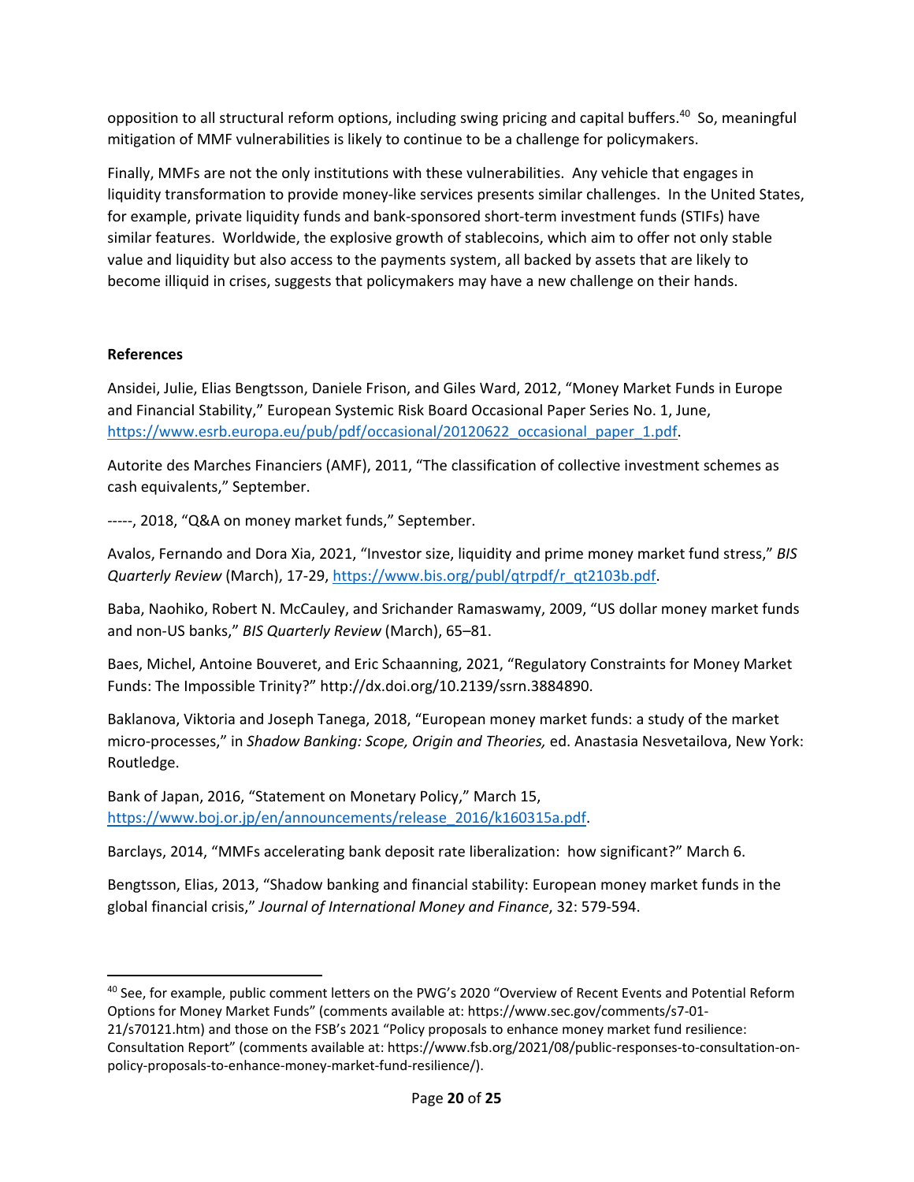opposition to all structural reform options, including swing pricing and capital buffers.[40] So, meaningful mitigation of MMF vulnerabilities is likely to continue to be a challenge for policymakers.

Finally, MMFs are not the only institutions with these vulnerabilities. Any vehicle that engages in liquidity transformation to provide money-like services presents similar challenges. In the United States, for example, private liquidity funds and bank-sponsored short-term investment funds (STIFs) have similar features. Worldwide, the explosive growth of stablecoins, which aim to offer not only stable value and liquidity but also access to the payments system, all backed by assets that are likely to become illiquid in crises, suggests that policymakers may have a new challenge on their hands.

**References**

Ansidei, Julie, Elias Bengtsson, Daniele Frison, and Giles Ward, 2012, "Money Market Funds in Europe and Financial Stability," European Systemic Risk Board Occasional Paper Series No. 1, June, https://www.esrb.europa.eu/pub/pdf/occasional/20120622_occasional_paper_1.pdf.

Autorite des Marches Financiers (AMF), 2011, "The classification of collective investment schemes as cash equivalents," September.

-----, 2018, "Q&A on money market funds," September.

Avalos, Fernando and Dora Xia, 2021, "Investor size, liquidity and prime money market fund stress," *BIS Quarterly Review* (March), 17-29, https://www.bis.org/publ/qtrpdf/r_qt2103b.pdf.

Baba, Naohiko, Robert N. McCauley, and Srichander Ramaswamy, 2009, "US dollar money market funds and non-US banks," *BIS Quarterly Review* (March), 65–81.

Baes, Michel, Antoine Bouveret, and Eric Schaanning, 2021, "Regulatory Constraints for Money Market Funds: The Impossible Trinity?" http://dx.doi.org/10.2139/ssrn.3884890.

Baklanova, Viktoria and Joseph Tanega, 2018, "European money market funds: a study of the market micro-processes," in *Shadow Banking: Scope, Origin and Theories,* ed. Anastasia Nesvetailova, New York: Routledge.

Bank of Japan, 2016, "Statement on Monetary Policy," March 15, https://www.boj.or.jp/en/announcements/release_2016/k160315a.pdf.

Barclays, 2014, "MMFs accelerating bank deposit rate liberalization: how significant?" March 6.

Bengtsson, Elias, 2013, "Shadow banking and financial stability: European money market funds in the global financial crisis," *Journal of International Money and Finance*, 32: 579-594.

---

[40] See, for example, public comment letters on the PWG's 2020 "Overview of Recent Events and Potential Reform Options for Money Market Funds" (comments available at: https://www.sec.gov/comments/s7-01-21/s70121.htm) and those on the FSB's 2021 "Policy proposals to enhance money market fund resilience: Consultation Report" (comments available at: https://www.fsb.org/2021/08/public-responses-to-consultation-on-policy-proposals-to-enhance-money-market-fund-resilience/).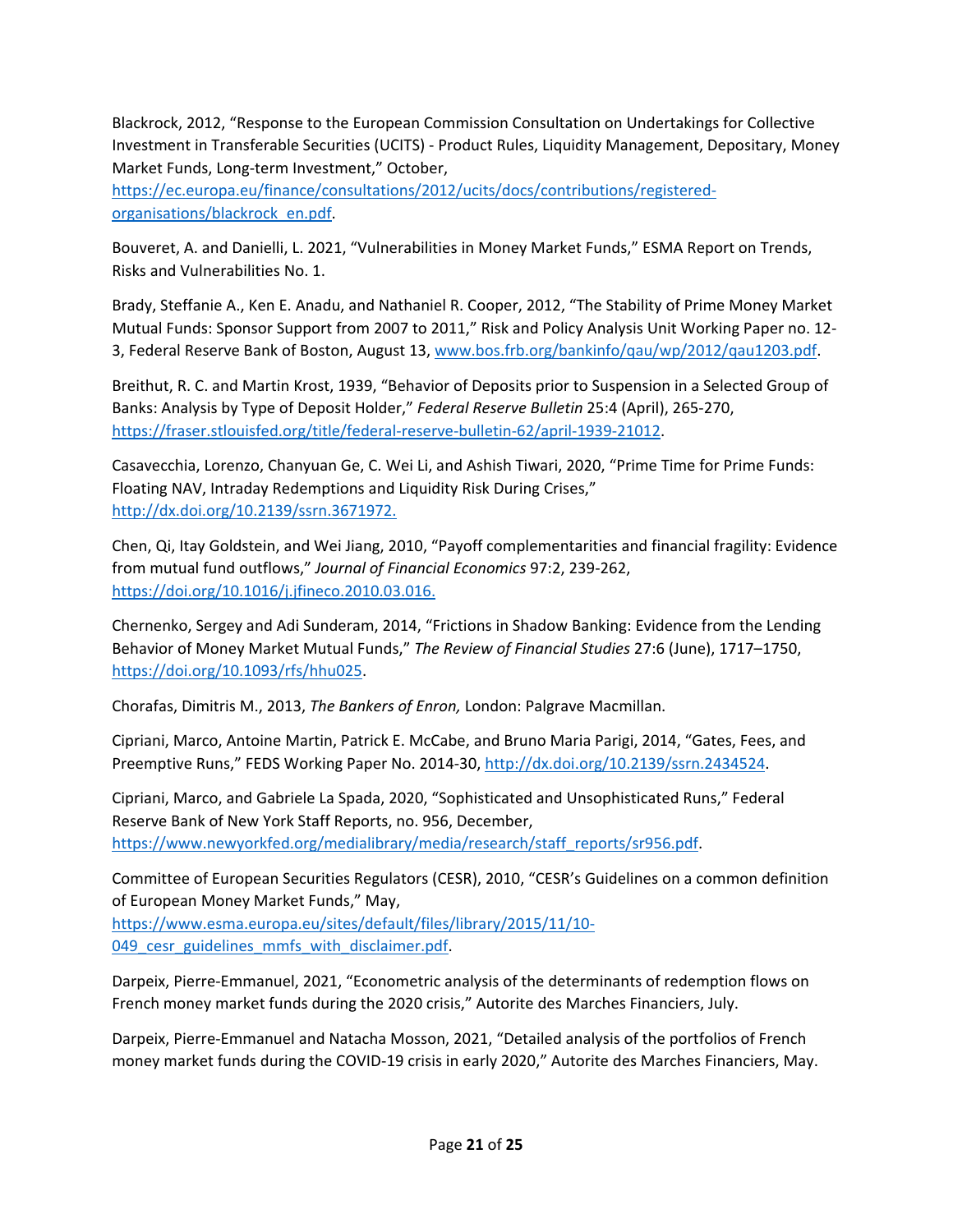Blackrock, 2012, “Response to the European Commission Consultation on Undertakings for Collective Investment in Transferable Securities (UCITS) - Product Rules, Liquidity Management, Depositary, Money Market Funds, Long-term Investment,” October, https://ec.europa.eu/finance/consultations/2012/ucits/docs/contributions/registered-organisations/blackrock_en.pdf.

Bouveret, A. and Danielli, L. 2021, “Vulnerabilities in Money Market Funds,” ESMA Report on Trends, Risks and Vulnerabilities No. 1.

Brady, Steffanie A., Ken E. Anadu, and Nathaniel R. Cooper, 2012, “The Stability of Prime Money Market Mutual Funds: Sponsor Support from 2007 to 2011,” Risk and Policy Analysis Unit Working Paper no. 12-3, Federal Reserve Bank of Boston, August 13, www.bos.frb.org/bankinfo/qau/wp/2012/qau1203.pdf.

Breithut, R. C. and Martin Krost, 1939, “Behavior of Deposits prior to Suspension in a Selected Group of Banks: Analysis by Type of Deposit Holder,” *Federal Reserve Bulletin* 25:4 (April), 265-270, https://fraser.stlouisfed.org/title/federal-reserve-bulletin-62/april-1939-21012.

Casavecchia, Lorenzo, Chanyuan Ge, C. Wei Li, and Ashish Tiwari, 2020, “Prime Time for Prime Funds: Floating NAV, Intraday Redemptions and Liquidity Risk During Crises,” http://dx.doi.org/10.2139/ssrn.3671972.

Chen, Qi, Itay Goldstein, and Wei Jiang, 2010, “Payoff complementarities and financial fragility: Evidence from mutual fund outflows,” *Journal of Financial Economics* 97:2, 239-262, https://doi.org/10.1016/j.jfineco.2010.03.016.

Chernenko, Sergey and Adi Sunderam, 2014, “Frictions in Shadow Banking: Evidence from the Lending Behavior of Money Market Mutual Funds,” *The Review of Financial Studies* 27:6 (June), 1717–1750, https://doi.org/10.1093/rfs/hhu025.

Chorafas, Dimitris M., 2013, *The Bankers of Enron,* London: Palgrave Macmillan.

Cipriani, Marco, Antoine Martin, Patrick E. McCabe, and Bruno Maria Parigi, 2014, “Gates, Fees, and Preemptive Runs,” FEDS Working Paper No. 2014-30, http://dx.doi.org/10.2139/ssrn.2434524.

Cipriani, Marco, and Gabriele La Spada, 2020, “Sophisticated and Unsophisticated Runs,” Federal Reserve Bank of New York Staff Reports, no. 956, December, https://www.newyorkfed.org/medialibrary/media/research/staff_reports/sr956.pdf.

Committee of European Securities Regulators (CESR), 2010, “CESR’s Guidelines on a common definition of European Money Market Funds,” May, https://www.esma.europa.eu/sites/default/files/library/2015/11/10-049_cesr_guidelines_mmfs_with_disclaimer.pdf.

Darpeix, Pierre-Emmanuel, 2021, “Econometric analysis of the determinants of redemption flows on French money market funds during the 2020 crisis,” Autorite des Marches Financiers, July.

Darpeix, Pierre-Emmanuel and Natacha Mosson, 2021, “Detailed analysis of the portfolios of French money market funds during the COVID-19 crisis in early 2020,” Autorite des Marches Financiers, May.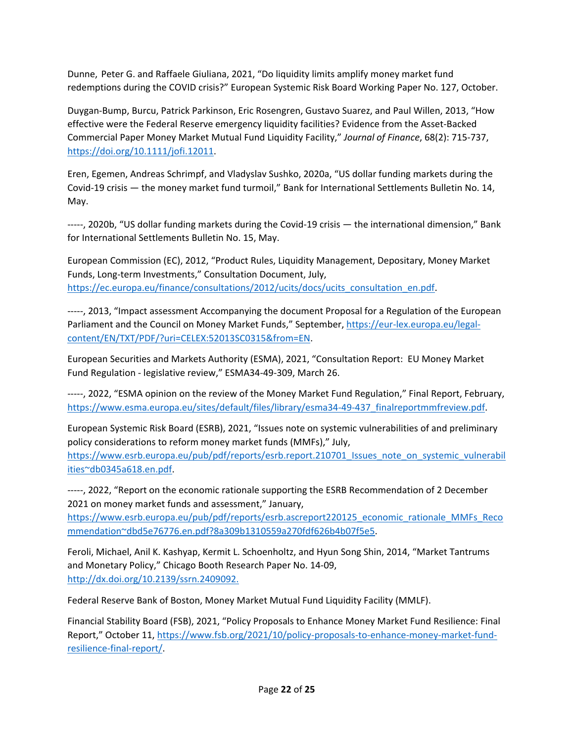Dunne, Peter G. and Raffaele Giuliana, 2021, "Do liquidity limits amplify money market fund redemptions during the COVID crisis?" European Systemic Risk Board Working Paper No. 127, October.

Duygan-Bump, Burcu, Patrick Parkinson, Eric Rosengren, Gustavo Suarez, and Paul Willen, 2013, "How effective were the Federal Reserve emergency liquidity facilities? Evidence from the Asset-Backed Commercial Paper Money Market Mutual Fund Liquidity Facility," *Journal of Finance*, 68(2): 715-737, https://doi.org/10.1111/jofi.12011.

Eren, Egemen, Andreas Schrimpf, and Vladyslav Sushko, 2020a, "US dollar funding markets during the Covid-19 crisis — the money market fund turmoil," Bank for International Settlements Bulletin No. 14, May.

-----, 2020b, "US dollar funding markets during the Covid-19 crisis — the international dimension," Bank for International Settlements Bulletin No. 15, May.

European Commission (EC), 2012, "Product Rules, Liquidity Management, Depositary, Money Market Funds, Long-term Investments," Consultation Document, July, https://ec.europa.eu/finance/consultations/2012/ucits/docs/ucits_consultation_en.pdf.

-----, 2013, "Impact assessment Accompanying the document Proposal for a Regulation of the European Parliament and the Council on Money Market Funds," September, https://eur-lex.europa.eu/legal-content/EN/TXT/PDF/?uri=CELEX:52013SC0315&from=EN.

European Securities and Markets Authority (ESMA), 2021, "Consultation Report: EU Money Market Fund Regulation - legislative review," ESMA34-49-309, March 26.

-----, 2022, "ESMA opinion on the review of the Money Market Fund Regulation," Final Report, February, https://www.esma.europa.eu/sites/default/files/library/esma34-49-437_finalreportmmfreview.pdf.

European Systemic Risk Board (ESRB), 2021, "Issues note on systemic vulnerabilities of and preliminary policy considerations to reform money market funds (MMFs)," July, https://www.esrb.europa.eu/pub/pdf/reports/esrb.report.210701_Issues_note_on_systemic_vulnerabilities~db0345a618.en.pdf.

-----, 2022, "Report on the economic rationale supporting the ESRB Recommendation of 2 December 2021 on money market funds and assessment," January, https://www.esrb.europa.eu/pub/pdf/reports/esrb.ascreport220125_economic_rationale_MMFs_Recommendation~dbd5e76776.en.pdf?8a309b1310559a270fdf626b4b07f5e5.

Feroli, Michael, Anil K. Kashyap, Kermit L. Schoenholtz, and Hyun Song Shin, 2014, "Market Tantrums and Monetary Policy," Chicago Booth Research Paper No. 14-09, http://dx.doi.org/10.2139/ssrn.2409092.

Federal Reserve Bank of Boston, Money Market Mutual Fund Liquidity Facility (MMLF).

Financial Stability Board (FSB), 2021, "Policy Proposals to Enhance Money Market Fund Resilience: Final Report," October 11, https://www.fsb.org/2021/10/policy-proposals-to-enhance-money-market-fund-resilience-final-report/.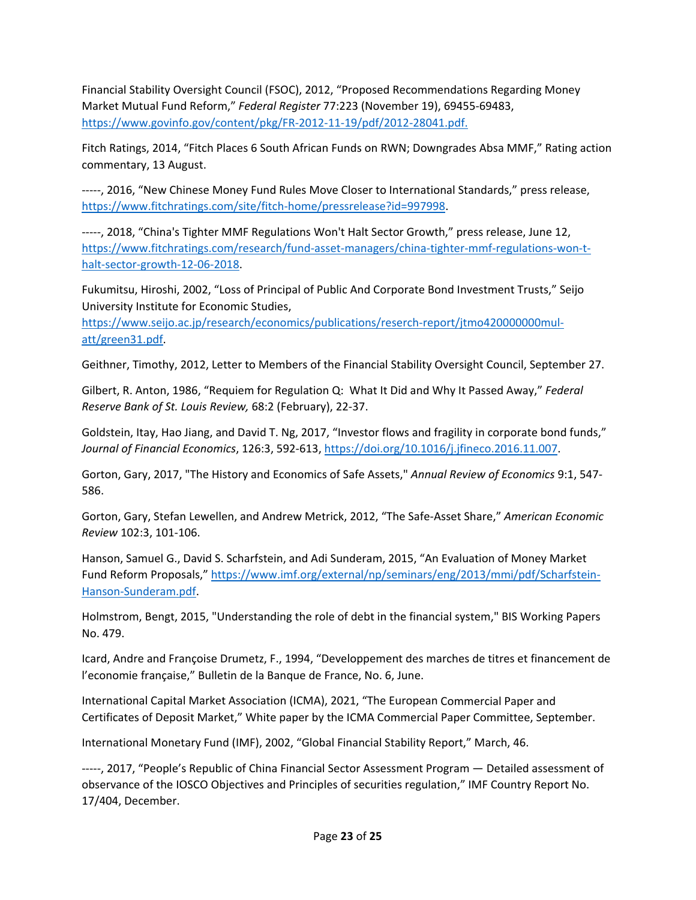Financial Stability Oversight Council (FSOC), 2012, “Proposed Recommendations Regarding Money Market Mutual Fund Reform,” *Federal Register* 77:223 (November 19), 69455-69483, https://www.govinfo.gov/content/pkg/FR-2012-11-19/pdf/2012-28041.pdf.

Fitch Ratings, 2014, “Fitch Places 6 South African Funds on RWN; Downgrades Absa MMF,” Rating action commentary, 13 August.

-----, 2016, “New Chinese Money Fund Rules Move Closer to International Standards,” press release, https://www.fitchratings.com/site/fitch-home/pressrelease?id=997998.

-----, 2018, “China's Tighter MMF Regulations Won't Halt Sector Growth,” press release, June 12, https://www.fitchratings.com/research/fund-asset-managers/china-tighter-mmf-regulations-won-t-halt-sector-growth-12-06-2018.

Fukumitsu, Hiroshi, 2002, “Loss of Principal of Public And Corporate Bond Investment Trusts,” Seijo University Institute for Economic Studies, https://www.seijo.ac.jp/research/economics/publications/reserch-report/jtmo420000000mul-att/green31.pdf.

Geithner, Timothy, 2012, Letter to Members of the Financial Stability Oversight Council, September 27.

Gilbert, R. Anton, 1986, “Requiem for Regulation Q: What It Did and Why It Passed Away,” *Federal Reserve Bank of St. Louis Review,* 68:2 (February), 22-37.

Goldstein, Itay, Hao Jiang, and David T. Ng, 2017, “Investor flows and fragility in corporate bond funds,” *Journal of Financial Economics*, 126:3, 592-613, https://doi.org/10.1016/j.jfineco.2016.11.007.

Gorton, Gary, 2017, "The History and Economics of Safe Assets," *Annual Review of Economics* 9:1, 547-586.

Gorton, Gary, Stefan Lewellen, and Andrew Metrick, 2012, “The Safe-Asset Share,” *American Economic Review* 102:3, 101-106.

Hanson, Samuel G., David S. Scharfstein, and Adi Sunderam, 2015, “An Evaluation of Money Market Fund Reform Proposals,” https://www.imf.org/external/np/seminars/eng/2013/mmi/pdf/Scharfstein-Hanson-Sunderam.pdf.

Holmstrom, Bengt, 2015, "Understanding the role of debt in the financial system," BIS Working Papers No. 479.

Icard, Andre and Françoise Drumetz, F., 1994, “Developpement des marches de titres et financement de l’economie française,” Bulletin de la Banque de France, No. 6, June.

International Capital Market Association (ICMA), 2021, “The European Commercial Paper and Certificates of Deposit Market,” White paper by the ICMA Commercial Paper Committee, September.

International Monetary Fund (IMF), 2002, “Global Financial Stability Report,” March, 46.

-----, 2017, “People’s Republic of China Financial Sector Assessment Program — Detailed assessment of observance of the IOSCO Objectives and Principles of securities regulation,” IMF Country Report No. 17/404, December.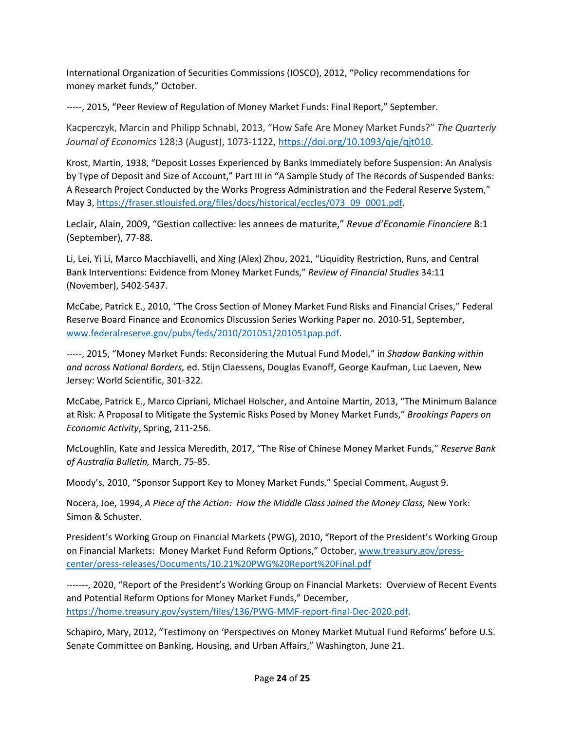International Organization of Securities Commissions (IOSCO), 2012, "Policy recommendations for money market funds," October.

-----, 2015, "Peer Review of Regulation of Money Market Funds: Final Report," September.

Kacperczyk, Marcin and Philipp Schnabl, 2013, "How Safe Are Money Market Funds?" *The Quarterly Journal of Economics* 128:3 (August), 1073-1122, https://doi.org/10.1093/qje/qjt010.

Krost, Martin, 1938, "Deposit Losses Experienced by Banks Immediately before Suspension: An Analysis by Type of Deposit and Size of Account," Part III in "A Sample Study of The Records of Suspended Banks: A Research Project Conducted by the Works Progress Administration and the Federal Reserve System," May 3, https://fraser.stlouisfed.org/files/docs/historical/eccles/073_09_0001.pdf.

Leclair, Alain, 2009, "Gestion collective: les annees de maturite," *Revue d'Economie Financiere* 8:1 (September), 77-88.

Li, Lei, Yi Li, Marco Macchiavelli, and Xing (Alex) Zhou, 2021, "Liquidity Restriction, Runs, and Central Bank Interventions: Evidence from Money Market Funds," *Review of Financial Studies* 34:11 (November), 5402-5437.

McCabe, Patrick E., 2010, "The Cross Section of Money Market Fund Risks and Financial Crises," Federal Reserve Board Finance and Economics Discussion Series Working Paper no. 2010-51, September, www.federalreserve.gov/pubs/feds/2010/201051/201051pap.pdf.

-----, 2015, "Money Market Funds: Reconsidering the Mutual Fund Model," in *Shadow Banking within and across National Borders,* ed. Stijn Claessens, Douglas Evanoff, George Kaufman, Luc Laeven, New Jersey: World Scientific, 301-322.

McCabe, Patrick E., Marco Cipriani, Michael Holscher, and Antoine Martin, 2013, "The Minimum Balance at Risk: A Proposal to Mitigate the Systemic Risks Posed by Money Market Funds," *Brookings Papers on Economic Activity*, Spring, 211-256.

McLoughlin, Kate and Jessica Meredith, 2017, "The Rise of Chinese Money Market Funds," *Reserve Bank of Australia Bulletin,* March, 75-85.

Moody's, 2010, "Sponsor Support Key to Money Market Funds," Special Comment, August 9.

Nocera, Joe, 1994, *A Piece of the Action: How the Middle Class Joined the Money Class,* New York: Simon & Schuster.

President's Working Group on Financial Markets (PWG), 2010, "Report of the President's Working Group on Financial Markets: Money Market Fund Reform Options," October, www.treasury.gov/press-center/press-releases/Documents/10.21%20PWG%20Report%20Final.pdf

-------, 2020, "Report of the President's Working Group on Financial Markets: Overview of Recent Events and Potential Reform Options for Money Market Funds," December, https://home.treasury.gov/system/files/136/PWG-MMF-report-final-Dec-2020.pdf.

Schapiro, Mary, 2012, "Testimony on 'Perspectives on Money Market Mutual Fund Reforms' before U.S. Senate Committee on Banking, Housing, and Urban Affairs," Washington, June 21.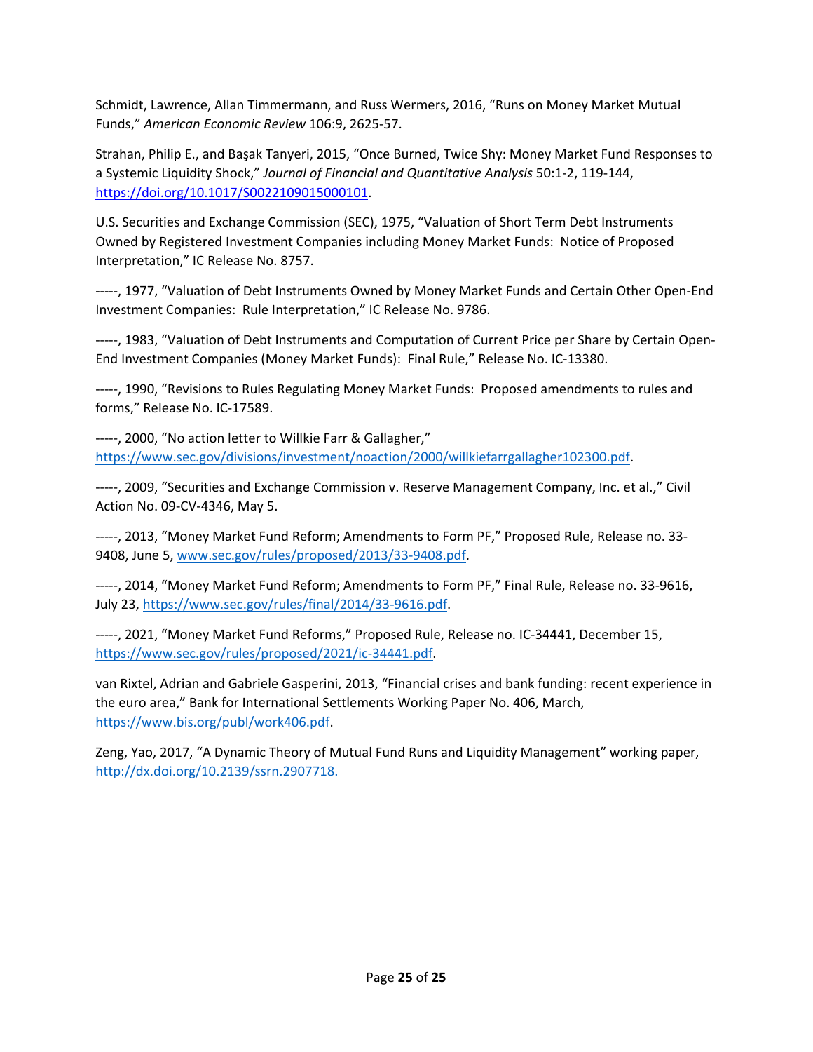Schmidt, Lawrence, Allan Timmermann, and Russ Wermers, 2016, "Runs on Money Market Mutual Funds," *American Economic Review* 106:9, 2625-57.

Strahan, Philip E., and Başak Tanyeri, 2015, "Once Burned, Twice Shy: Money Market Fund Responses to a Systemic Liquidity Shock," *Journal of Financial and Quantitative Analysis* 50:1-2, 119-144, https://doi.org/10.1017/S0022109015000101.

U.S. Securities and Exchange Commission (SEC), 1975, "Valuation of Short Term Debt Instruments Owned by Registered Investment Companies including Money Market Funds: Notice of Proposed Interpretation," IC Release No. 8757.

-----, 1977, "Valuation of Debt Instruments Owned by Money Market Funds and Certain Other Open-End Investment Companies: Rule Interpretation," IC Release No. 9786.

-----, 1983, "Valuation of Debt Instruments and Computation of Current Price per Share by Certain Open-End Investment Companies (Money Market Funds): Final Rule," Release No. IC-13380.

-----, 1990, "Revisions to Rules Regulating Money Market Funds: Proposed amendments to rules and forms," Release No. IC-17589.

-----, 2000, "No action letter to Willkie Farr & Gallagher," https://www.sec.gov/divisions/investment/noaction/2000/willkiefarrgallagher102300.pdf.

-----, 2009, "Securities and Exchange Commission v. Reserve Management Company, Inc. et al.," Civil Action No. 09-CV-4346, May 5.

-----, 2013, "Money Market Fund Reform; Amendments to Form PF," Proposed Rule, Release no. 33-9408, June 5, www.sec.gov/rules/proposed/2013/33-9408.pdf.

-----, 2014, "Money Market Fund Reform; Amendments to Form PF," Final Rule, Release no. 33-9616, July 23, https://www.sec.gov/rules/final/2014/33-9616.pdf.

-----, 2021, "Money Market Fund Reforms," Proposed Rule, Release no. IC-34441, December 15, https://www.sec.gov/rules/proposed/2021/ic-34441.pdf.

van Rixtel, Adrian and Gabriele Gasperini, 2013, "Financial crises and bank funding: recent experience in the euro area," Bank for International Settlements Working Paper No. 406, March, https://www.bis.org/publ/work406.pdf.

Zeng, Yao, 2017, "A Dynamic Theory of Mutual Fund Runs and Liquidity Management" working paper, http://dx.doi.org/10.2139/ssrn.2907718.